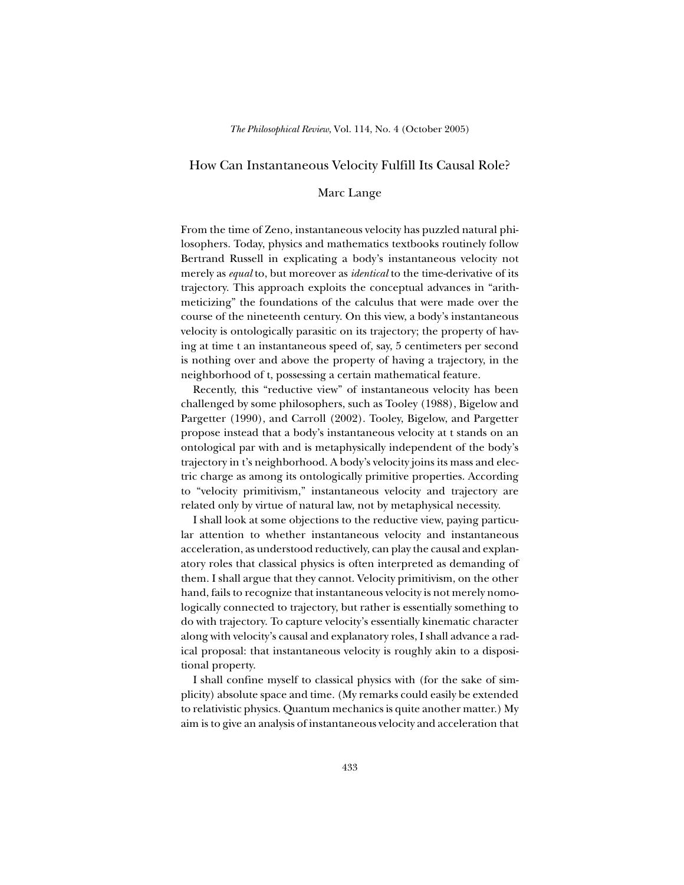# How Can Instantaneous Velocity Fulfill Its Causal Role?

## Marc Lange

From the time of Zeno, instantaneous velocity has puzzled natural philosophers. Today, physics and mathematics textbooks routinely follow Bertrand Russell in explicating a body's instantaneous velocity not merely as *equal* to, but moreover as *identical* to the time-derivative of its trajectory. This approach exploits the conceptual advances in "arithmeticizing" the foundations of the calculus that were made over the course of the nineteenth century. On this view, a body's instantaneous velocity is ontologically parasitic on its trajectory; the property of having at time t an instantaneous speed of, say, 5 centimeters per second is nothing over and above the property of having a trajectory, in the neighborhood of t, possessing a certain mathematical feature.

Recently, this "reductive view" of instantaneous velocity has been challenged by some philosophers, such as Tooley (1988), Bigelow and Pargetter (1990), and Carroll (2002). Tooley, Bigelow, and Pargetter propose instead that a body's instantaneous velocity at t stands on an ontological par with and is metaphysically independent of the body's trajectory in t's neighborhood. A body's velocity joins its mass and electric charge as among its ontologically primitive properties. According to "velocity primitivism," instantaneous velocity and trajectory are related only by virtue of natural law, not by metaphysical necessity.

I shall look at some objections to the reductive view, paying particular attention to whether instantaneous velocity and instantaneous acceleration, as understood reductively, can play the causal and explanatory roles that classical physics is often interpreted as demanding of them. I shall argue that they cannot. Velocity primitivism, on the other hand, fails to recognize that instantaneous velocity is not merely nomologically connected to trajectory, but rather is essentially something to do with trajectory. To capture velocity's essentially kinematic character along with velocity's causal and explanatory roles, I shall advance a radical proposal: that instantaneous velocity is roughly akin to a dispositional property.

I shall confine myself to classical physics with (for the sake of simplicity) absolute space and time. (My remarks could easily be extended to relativistic physics. Quantum mechanics is quite another matter.) My aim is to give an analysis of instantaneous velocity and acceleration that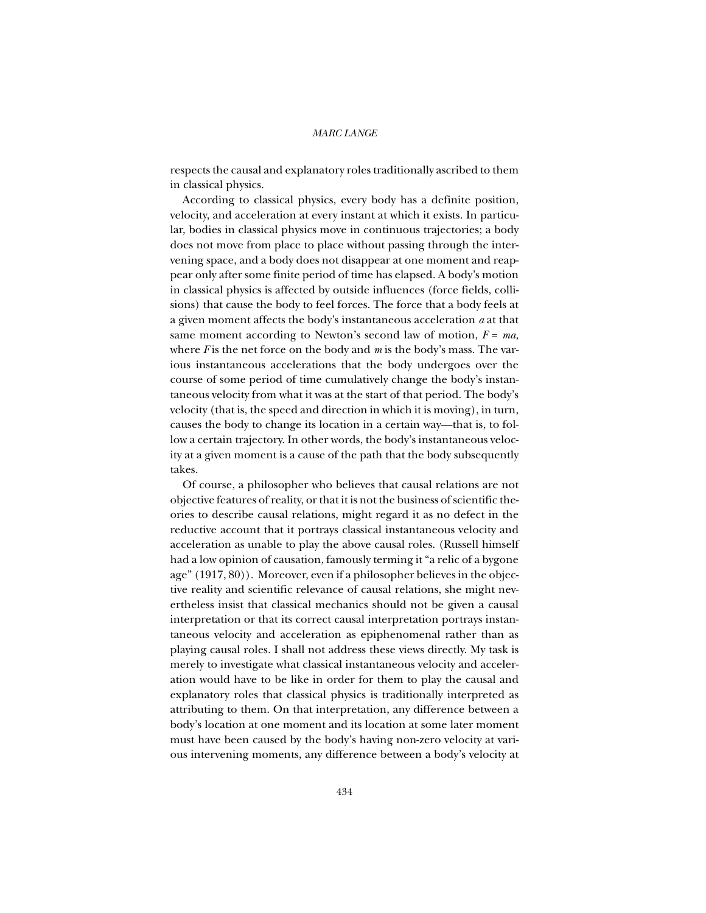respects the causal and explanatory roles traditionally ascribed to them in classical physics.

According to classical physics, every body has a definite position, velocity, and acceleration at every instant at which it exists. In particular, bodies in classical physics move in continuous trajectories; a body does not move from place to place without passing through the intervening space, and a body does not disappear at one moment and reappear only after some finite period of time has elapsed. A body's motion in classical physics is affected by outside influences (force fields, collisions) that cause the body to feel forces. The force that a body feels at a given moment affects the body's instantaneous acceleration $a$ at that same moment according to Newton's second law of motion, $F = ma$, where $F$ is the net force on the body and $m$ is the body's mass. The various instantaneous accelerations that the body undergoes over the course of some period of time cumulatively change the body's instantaneous velocity from what it was at the start of that period. The body's velocity (that is, the speed and direction in which it is moving), in turn, causes the body to change its location in a certain way—that is, to follow a certain trajectory. In other words, the body's instantaneous velocity at a given moment is a cause of the path that the body subsequently takes.

Of course, a philosopher who believes that causal relations are not objective features of reality, or that it is not the business of scientific theories to describe causal relations, might regard it as no defect in the reductive account that it portrays classical instantaneous velocity and acceleration as unable to play the above causal roles. (Russell himself had a low opinion of causation, famously terming it "a relic of a bygone age" (1917, 80)). Moreover, even if a philosopher believes in the objective reality and scientific relevance of causal relations, she might nevertheless insist that classical mechanics should not be given a causal interpretation or that its correct causal interpretation portrays instantaneous velocity and acceleration as epiphenomenal rather than as playing causal roles. I shall not address these views directly. My task is merely to investigate what classical instantaneous velocity and acceleration would have to be like in order for them to play the causal and explanatory roles that classical physics is traditionally interpreted as attributing to them. On that interpretation, any difference between a body's location at one moment and its location at some later moment must have been caused by the body's having non-zero velocity at various intervening moments, any difference between a body's velocity at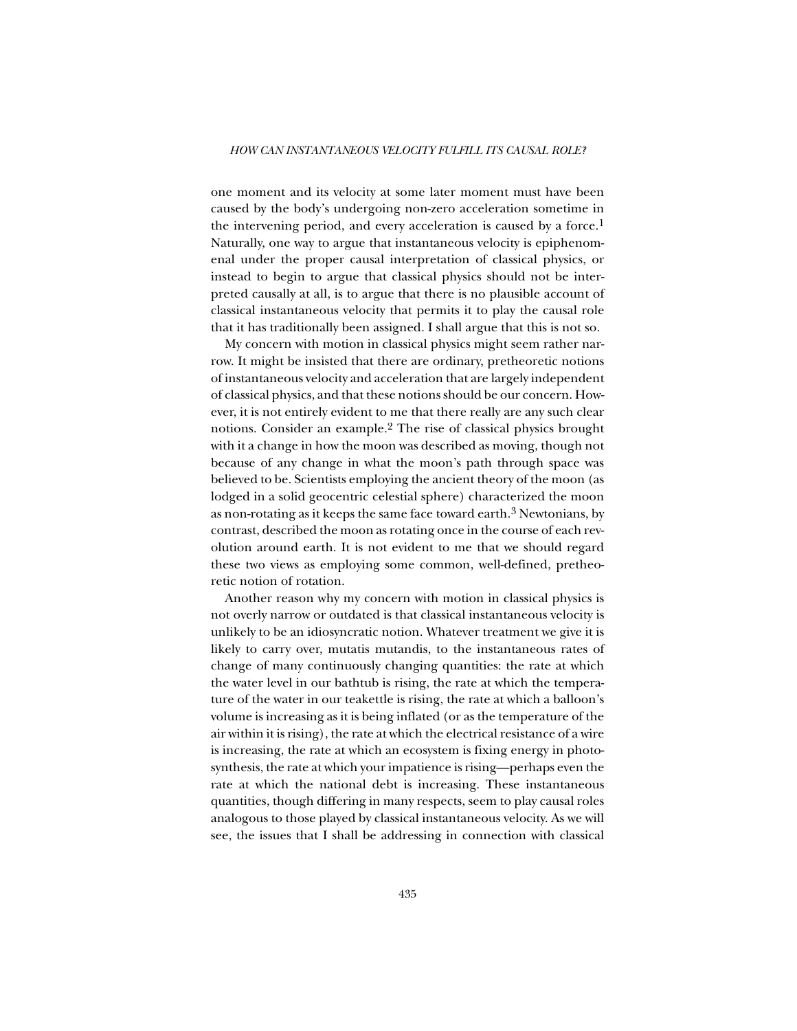one moment and its velocity at some later moment must have been caused by the body's undergoing non-zero acceleration sometime in the intervening period, and every acceleration is caused by a force.[1] Naturally, one way to argue that instantaneous velocity is epiphenomenal under the proper causal interpretation of classical physics, or instead to begin to argue that classical physics should not be interpreted causally at all, is to argue that there is no plausible account of classical instantaneous velocity that permits it to play the causal role that it has traditionally been assigned. I shall argue that this is not so.

My concern with motion in classical physics might seem rather narrow. It might be insisted that there are ordinary, pretheoretic notions of instantaneous velocity and acceleration that are largely independent of classical physics, and that these notions should be our concern. However, it is not entirely evident to me that there really are any such clear notions. Consider an example.[2] The rise of classical physics brought with it a change in how the moon was described as moving, though not because of any change in what the moon's path through space was believed to be. Scientists employing the ancient theory of the moon (as lodged in a solid geocentric celestial sphere) characterized the moon as non-rotating as it keeps the same face toward earth.[3] Newtonians, by contrast, described the moon as rotating once in the course of each revolution around earth. It is not evident to me that we should regard these two views as employing some common, well-defined, pretheoretic notion of rotation.

Another reason why my concern with motion in classical physics is not overly narrow or outdated is that classical instantaneous velocity is unlikely to be an idiosyncratic notion. Whatever treatment we give it is likely to carry over, mutatis mutandis, to the instantaneous rates of change of many continuously changing quantities: the rate at which the water level in our bathtub is rising, the rate at which the temperature of the water in our teakettle is rising, the rate at which a balloon's volume is increasing as it is being inflated (or as the temperature of the air within it is rising), the rate at which the electrical resistance of a wire is increasing, the rate at which an ecosystem is fixing energy in photosynthesis, the rate at which your impatience is rising—perhaps even the rate at which the national debt is increasing. These instantaneous quantities, though differing in many respects, seem to play causal roles analogous to those played by classical instantaneous velocity. As we will see, the issues that I shall be addressing in connection with classical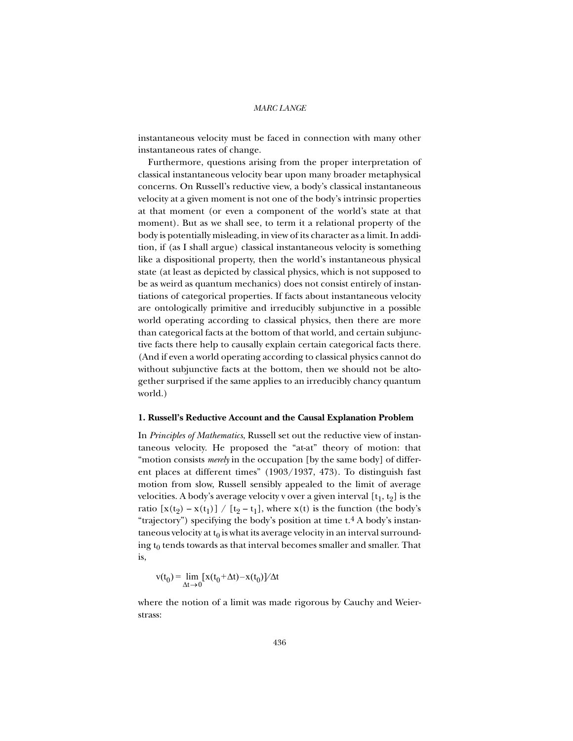instantaneous velocity must be faced in connection with many other instantaneous rates of change.

Furthermore, questions arising from the proper interpretation of classical instantaneous velocity bear upon many broader metaphysical concerns. On Russell's reductive view, a body's classical instantaneous velocity at a given moment is not one of the body's intrinsic properties at that moment (or even a component of the world's state at that moment). But as we shall see, to term it a relational property of the body is potentially misleading, in view of its character as a limit. In addition, if (as I shall argue) classical instantaneous velocity is something like a dispositional property, then the world's instantaneous physical state (at least as depicted by classical physics, which is not supposed to be as weird as quantum mechanics) does not consist entirely of instantiations of categorical properties. If facts about instantaneous velocity are ontologically primitive and irreducibly subjunctive in a possible world operating according to classical physics, then there are more than categorical facts at the bottom of that world, and certain subjunctive facts there help to causally explain certain categorical facts there. (And if even a world operating according to classical physics cannot do without subjunctive facts at the bottom, then we should not be altogether surprised if the same applies to an irreducibly chancy quantum world.)

### 1. Russell's Reductive Account and the Causal Explanation Problem

In *Principles of Mathematics*, Russell set out the reductive view of instantaneous velocity. He proposed the "at-at" theory of motion: that "motion consists *merely* in the occupation [by the same body] of different places at different times" (1903/1937, 473). To distinguish fast motion from slow, Russell sensibly appealed to the limit of average velocities. A body's average velocity v over a given interval $[t_1, t_2]$ is the ratio $[x(t_2) - x(t_1)] / [t_2 - t_1]$, where $x(t)$ is the function (the body's "trajectory") specifying the body's position at time t.[4] A body's instantaneous velocity at $t_0$ is what its average velocity in an interval surrounding $t_0$ tends towards as that interval becomes smaller and smaller. That is,

$$v(t_0) = \lim_{\Delta t \to 0} [x(t_0 + \Delta t) - x(t_0)] / \Delta t$$

where the notion of a limit was made rigorous by Cauchy and Weierstrass: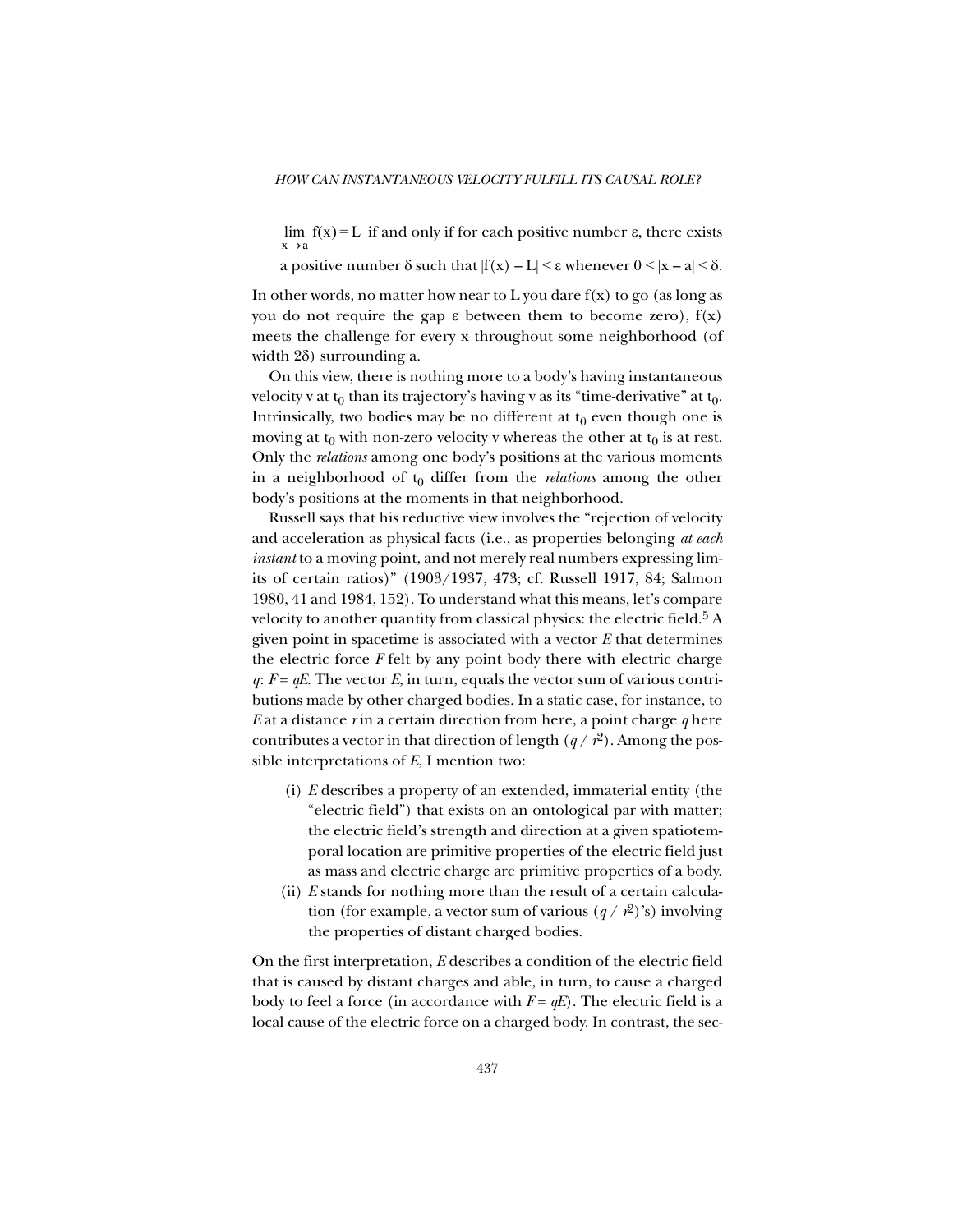$$\lim_{x \to a} f(x) = L \text{ if and only if for each positive number } \varepsilon \text{, there exists a positive number } \delta \text{ such that } |f(x) - L| < \varepsilon \text{ whenever } 0 < |x - a| < \delta.$$

In other words, no matter how near to L you dare f(x) to go (as long as you do not require the gap ε between them to become zero), f(x) meets the challenge for every x throughout some neighborhood (of width 2δ) surrounding a.

On this view, there is nothing more to a body's having instantaneous velocity v at $t_0$ than its trajectory's having v as its "time-derivative" at $t_0$. Intrinsically, two bodies may be no different at $t_0$ even though one is moving at $t_0$ with non-zero velocity v whereas the other at $t_0$ is at rest. Only the *relations* among one body's positions at the various moments in a neighborhood of $t_0$ differ from the *relations* among the other body's positions at the moments in that neighborhood.

Russell says that his reductive view involves the "rejection of velocity and acceleration as physical facts (i.e., as properties belonging *at each instant* to a moving point, and not merely real numbers expressing limits of certain ratios)" (1903/1937, 473; cf. Russell 1917, 84; Salmon 1980, 41 and 1984, 152). To understand what this means, let's compare velocity to another quantity from classical physics: the electric field.[5] A given point in spacetime is associated with a vector *E* that determines the electric force *F* felt by any point body there with electric charge *q*: $F = qE$. The vector *E*, in turn, equals the vector sum of various contributions made by other charged bodies. In a static case, for instance, to *E* at a distance *r* in a certain direction from here, a point charge *q* here contributes a vector in that direction of length $(q / r^2)$. Among the possible interpretations of *E*, I mention two:

(i) *E* describes a property of an extended, immaterial entity (the "electric field") that exists on an ontological par with matter; the electric field's strength and direction at a given spatiotemporal location are primitive properties of the electric field just as mass and electric charge are primitive properties of a body.

(ii) *E* stands for nothing more than the result of a certain calculation (for example, a vector sum of various $(q / r^2)$'s) involving the properties of distant charged bodies.

On the first interpretation, *E* describes a condition of the electric field that is caused by distant charges and able, in turn, to cause a charged body to feel a force (in accordance with $F = qE$). The electric field is a local cause of the electric force on a charged body. In contrast, the sec-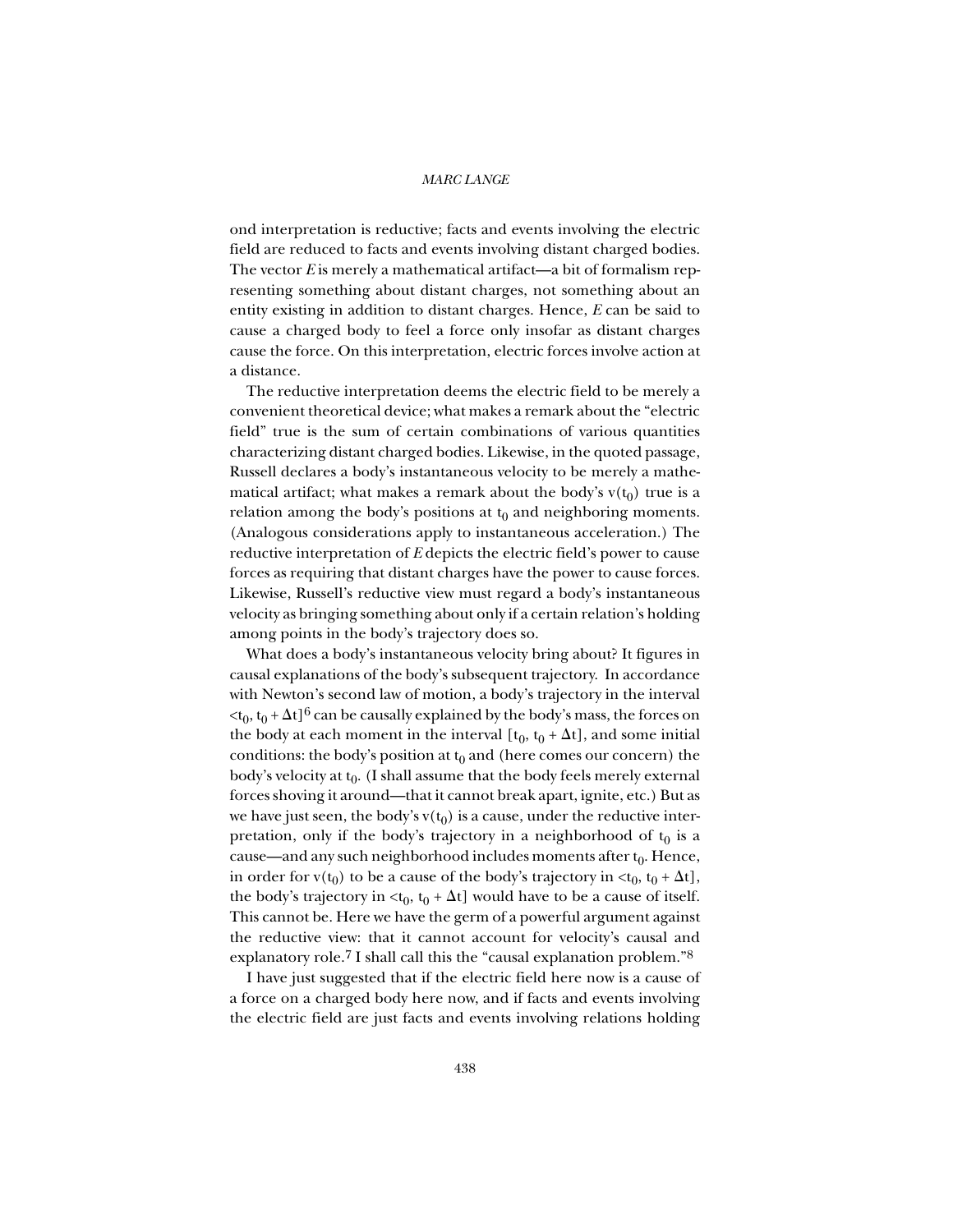ond interpretation is reductive; facts and events involving the electric field are reduced to facts and events involving distant charged bodies. The vector *E* is merely a mathematical artifact—a bit of formalism representing something about distant charges, not something about an entity existing in addition to distant charges. Hence, *E* can be said to cause a charged body to feel a force only insofar as distant charges cause the force. On this interpretation, electric forces involve action at a distance.

The reductive interpretation deems the electric field to be merely a convenient theoretical device; what makes a remark about the "electric field" true is the sum of certain combinations of various quantities characterizing distant charged bodies. Likewise, in the quoted passage, Russell declares a body's instantaneous velocity to be merely a mathematical artifact; what makes a remark about the body's $v(t_0)$ true is a relation among the body's positions at $t_0$ and neighboring moments. (Analogous considerations apply to instantaneous acceleration.) The reductive interpretation of *E* depicts the electric field's power to cause forces as requiring that distant charges have the power to cause forces. Likewise, Russell's reductive view must regard a body's instantaneous velocity as bringing something about only if a certain relation's holding among points in the body's trajectory does so.

What does a body's instantaneous velocity bring about? It figures in causal explanations of the body's subsequent trajectory. In accordance with Newton's second law of motion, a body's trajectory in the interval $<t_0, t_0 + \Delta t]$[6] can be causally explained by the body's mass, the forces on the body at each moment in the interval $[t_0, t_0 + \Delta t]$, and some initial conditions: the body's position at $t_0$ and (here comes our concern) the body's velocity at $t_0$. (I shall assume that the body feels merely external forces shoving it around—that it cannot break apart, ignite, etc.) But as we have just seen, the body's $v(t_0)$ is a cause, under the reductive interpretation, only if the body's trajectory in a neighborhood of $t_0$ is a cause—and any such neighborhood includes moments after $t_0$. Hence, in order for $v(t_0)$ to be a cause of the body's trajectory in $<t_0, t_0 + \Delta t]$, the body's trajectory in $<t_0, t_0 + \Delta t]$ would have to be a cause of itself. This cannot be. Here we have the germ of a powerful argument against the reductive view: that it cannot account for velocity's causal and explanatory role.[7] I shall call this the "causal explanation problem."[8]

I have just suggested that if the electric field here now is a cause of a force on a charged body here now, and if facts and events involving the electric field are just facts and events involving relations holding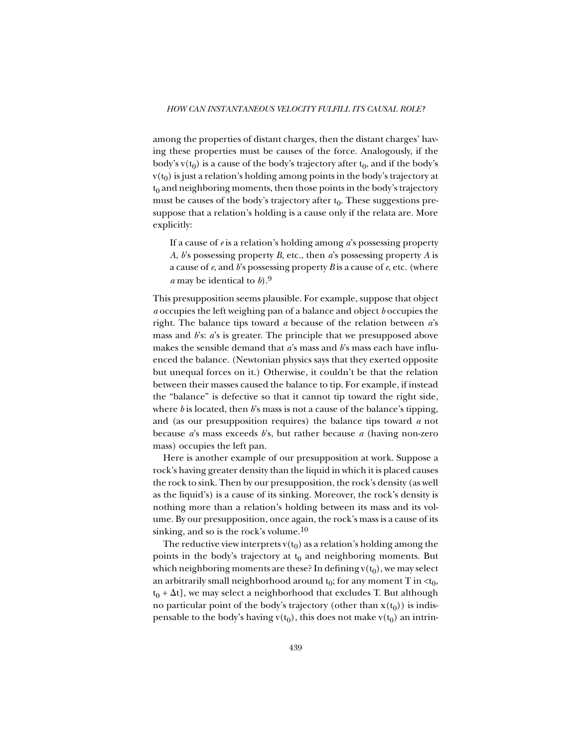among the properties of distant charges, then the distant charges' having these properties must be causes of the force. Analogously, if the body's $v(t_0)$ is a cause of the body's trajectory after $t_0$, and if the body's $v(t_0)$ is just a relation's holding among points in the body's trajectory at $t_0$ and neighboring moments, then those points in the body's trajectory must be causes of the body's trajectory after $t_0$. These suggestions presuppose that a relation's holding is a cause only if the relata are. More explicitly:

> If a cause of *e* is a relation's holding among *a*'s possessing property *A*, *b*'s possessing property *B*, etc., then *a*'s possessing property *A* is a cause of *e*, and *b*'s possessing property *B* is a cause of *e*, etc. (where *a* may be identical to *b*).[9]

This presupposition seems plausible. For example, suppose that object *a* occupies the left weighing pan of a balance and object *b* occupies the right. The balance tips toward *a* because of the relation between *a*'s mass and *b*'s: *a*'s is greater. The principle that we presupposed above makes the sensible demand that *a*'s mass and *b*'s mass each have influenced the balance. (Newtonian physics says that they exerted opposite but unequal forces on it.) Otherwise, it couldn't be that the relation between their masses caused the balance to tip. For example, if instead the "balance" is defective so that it cannot tip toward the right side, where *b* is located, then *b*'s mass is not a cause of the balance's tipping, and (as our presupposition requires) the balance tips toward *a* not because *a*'s mass exceeds *b*'s, but rather because *a* (having non-zero mass) occupies the left pan.

Here is another example of our presupposition at work. Suppose a rock's having greater density than the liquid in which it is placed causes the rock to sink. Then by our presupposition, the rock's density (as well as the liquid's) is a cause of its sinking. Moreover, the rock's density is nothing more than a relation's holding between its mass and its volume. By our presupposition, once again, the rock's mass is a cause of its sinking, and so is the rock's volume.[10]

The reductive view interprets $v(t_0)$ as a relation's holding among the points in the body's trajectory at $t_0$ and neighboring moments. But which neighboring moments are these? In defining $v(t_0)$, we may select an arbitrarily small neighborhood around $t_0$; for any moment T in $<t_0, t_0 + \Delta t]$, we may select a neighborhood that excludes T. But although no particular point of the body's trajectory (other than $x(t_0)$) is indispensable to the body's having $v(t_0)$, this does not make $v(t_0)$ an intrin-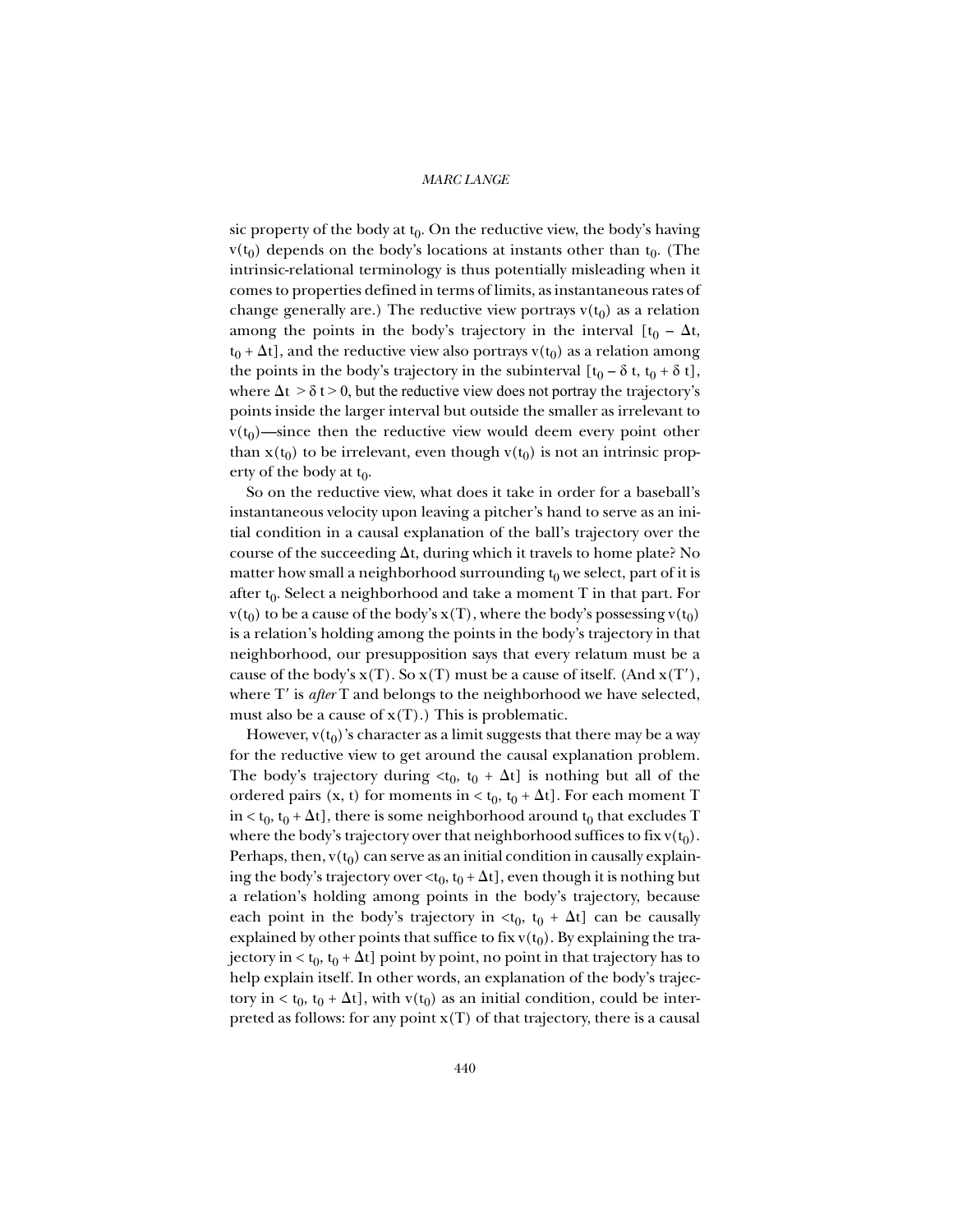sic property of the body at $t_0$. On the reductive view, the body's having $v(t_0)$ depends on the body's locations at instants other than $t_0$. (The intrinsic-relational terminology is thus potentially misleading when it comes to properties defined in terms of limits, as instantaneous rates of change generally are.) The reductive view portrays $v(t_0)$ as a relation among the points in the body's trajectory in the interval $[t_0 - \Delta t, t_0 + \Delta t]$, and the reductive view also portrays $v(t_0)$ as a relation among the points in the body's trajectory in the subinterval $[t_0 - \delta t, t_0 + \delta t]$, where $\Delta t > \delta t > 0$, but the reductive view does not portray the trajectory's points inside the larger interval but outside the smaller as irrelevant to $v(t_0)$—since then the reductive view would deem every point other than $x(t_0)$ to be irrelevant, even though $v(t_0)$ is not an intrinsic property of the body at $t_0$.

So on the reductive view, what does it take in order for a baseball's instantaneous velocity upon leaving a pitcher's hand to serve as an initial condition in a causal explanation of the ball's trajectory over the course of the succeeding $\Delta t$, during which it travels to home plate? No matter how small a neighborhood surrounding $t_0$ we select, part of it is after $t_0$. Select a neighborhood and take a moment T in that part. For $v(t_0)$ to be a cause of the body's $x(T)$, where the body's possessing $v(t_0)$ is a relation's holding among the points in the body's trajectory in that neighborhood, our presupposition says that every relatum must be a cause of the body's $x(T)$. So $x(T)$ must be a cause of itself. (And $x(T')$, where $T'$ is *after* T and belongs to the neighborhood we have selected, must also be a cause of $x(T)$.) This is problematic.

However, $v(t_0)$'s character as a limit suggests that there may be a way for the reductive view to get around the causal explanation problem. The body's trajectory during $<t_0, t_0 + \Delta t]$ is nothing but all of the ordered pairs (x, t) for moments in $< t_0, t_0 + \Delta t]$. For each moment T in $< t_0, t_0 + \Delta t]$, there is some neighborhood around $t_0$ that excludes T where the body's trajectory over that neighborhood suffices to fix $v(t_0)$. Perhaps, then, $v(t_0)$ can serve as an initial condition in causally explaining the body's trajectory over $<t_0, t_0 + \Delta t]$, even though it is nothing but a relation's holding among points in the body's trajectory, because each point in the body's trajectory in $<t_0, t_0 + \Delta t]$ can be causally explained by other points that suffice to fix $v(t_0)$. By explaining the trajectory in $< t_0, t_0 + \Delta t]$ point by point, no point in that trajectory has to help explain itself. In other words, an explanation of the body's trajectory in $< t_0, t_0 + \Delta t]$, with $v(t_0)$ as an initial condition, could be interpreted as follows: for any point $x(T)$ of that trajectory, there is a causal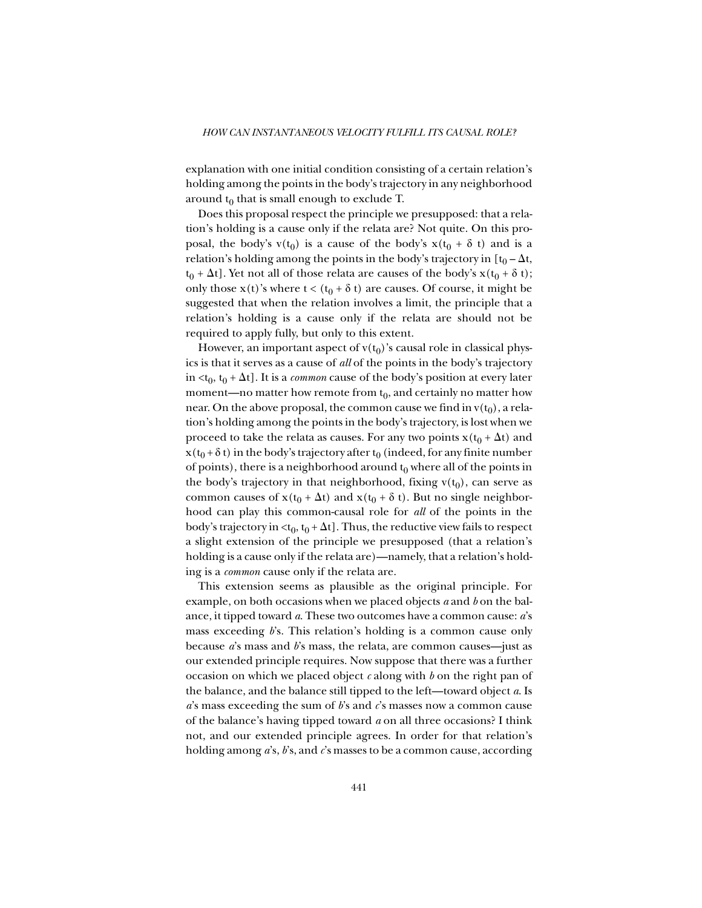explanation with one initial condition consisting of a certain relation's holding among the points in the body's trajectory in any neighborhood around $t_0$ that is small enough to exclude T.

Does this proposal respect the principle we presupposed: that a relation's holding is a cause only if the relata are? Not quite. On this proposal, the body's $v(t_0)$ is a cause of the body's $x(t_0 + \delta t)$ and is a relation's holding among the points in the body's trajectory in $[t_0 - \Delta t, t_0 + \Delta t]$. Yet not all of those relata are causes of the body's $x(t_0 + \delta t)$; only those $x(t)$'s where $t < (t_0 + \delta t)$ are causes. Of course, it might be suggested that when the relation involves a limit, the principle that a relation's holding is a cause only if the relata are should not be required to apply fully, but only to this extent.

However, an important aspect of $v(t_0)$'s causal role in classical physics is that it serves as a cause of *all* of the points in the body's trajectory in $<t_0, t_0 + \Delta t]$. It is a *common* cause of the body's position at every later moment—no matter how remote from $t_0$, and certainly no matter how near. On the above proposal, the common cause we find in $v(t_0)$, a relation's holding among the points in the body's trajectory, is lost when we proceed to take the relata as causes. For any two points $x(t_0 + \Delta t)$ and $x(t_0 + \delta t)$ in the body's trajectory after $t_0$ (indeed, for any finite number of points), there is a neighborhood around $t_0$ where all of the points in the body's trajectory in that neighborhood, fixing $v(t_0)$, can serve as common causes of $x(t_0 + \Delta t)$ and $x(t_0 + \delta t)$. But no single neighborhood can play this common-causal role for *all* of the points in the body's trajectory in $<t_0, t_0 + \Delta t]$. Thus, the reductive view fails to respect a slight extension of the principle we presupposed (that a relation's holding is a cause only if the relata are)—namely, that a relation's holding is a *common* cause only if the relata are.

This extension seems as plausible as the original principle. For example, on both occasions when we placed objects *a* and *b* on the balance, it tipped toward *a*. These two outcomes have a common cause: *a*'s mass exceeding *b*'s. This relation's holding is a common cause only because *a*'s mass and *b*'s mass, the relata, are common causes—just as our extended principle requires. Now suppose that there was a further occasion on which we placed object *c* along with *b* on the right pan of the balance, and the balance still tipped to the left—toward object *a*. Is *a*'s mass exceeding the sum of *b*'s and *c*'s masses now a common cause of the balance's having tipped toward *a* on all three occasions? I think not, and our extended principle agrees. In order for that relation's holding among *a*'s, *b*'s, and *c*'s masses to be a common cause, according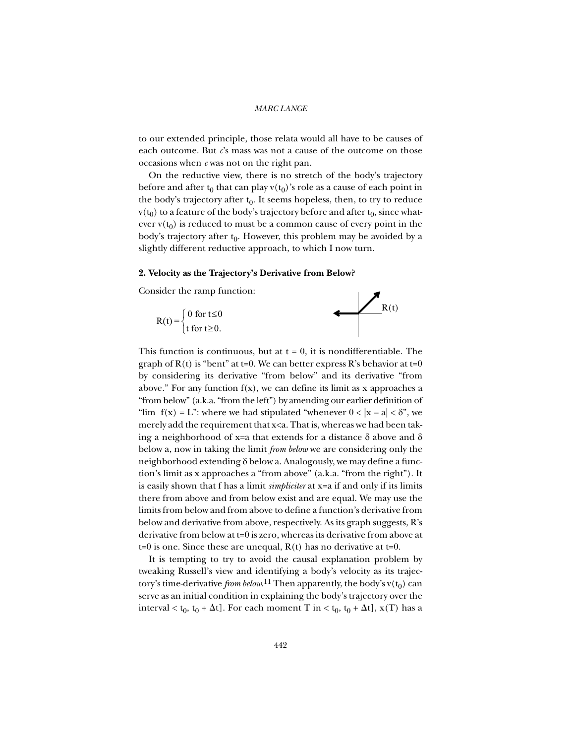to our extended principle, those relata would all have to be causes of each outcome. But *c*'s mass was not a cause of the outcome on those occasions when *c* was not on the right pan.

On the reductive view, there is no stretch of the body's trajectory before and after $t_0$ that can play $v(t_0)$'s role as a cause of each point in the body's trajectory after $t_0$. It seems hopeless, then, to try to reduce $v(t_0)$ to a feature of the body's trajectory before and after $t_0$, since whatever $v(t_0)$ is reduced to must be a common cause of every point in the body's trajectory after $t_0$. However, this problem may be avoided by a slightly different reductive approach, to which I now turn.

## 2. Velocity as the Trajectory's Derivative from Below?

Consider the ramp function:

$$R(t) = \begin{cases} 0 \text{ for } t \leq 0 \\ t \text{ for } t \geq 0. \end{cases}$$

This function is continuous, but at $t = 0$, it is nondifferentiable. The graph of $R(t)$ is "bent" at $t=0$. We can better express R's behavior at $t=0$ by considering its derivative "from below" and its derivative "from above." For any function $f(x)$, we can define its limit as x approaches a "from below" (a.k.a. "from the left") by amending our earlier definition of "$\lim f(x) = L$": where we had stipulated "whenever $0 < |x - a| < \delta$", we merely add the requirement that $x<a$. That is, whereas we had been taking a neighborhood of $x=a$ that extends for a distance $\delta$ above and $\delta$ below a, now in taking the limit *from below* we are considering only the neighborhood extending $\delta$ below a. Analogously, we may define a function's limit as x approaches a "from above" (a.k.a. "from the right"). It is easily shown that f has a limit *simpliciter* at $x=a$ if and only if its limits there from above and from below exist and are equal. We may use the limits from below and from above to define a function's derivative from below and derivative from above, respectively. As its graph suggests, R's derivative from below at $t=0$ is zero, whereas its derivative from above at $t=0$ is one. Since these are unequal, $R(t)$ has no derivative at $t=0$.

It is tempting to try to avoid the causal explanation problem by tweaking Russell's view and identifying a body's velocity as its trajectory's time-derivative *from below*.[11] Then apparently, the body's $v(t_0)$ can serve as an initial condition in explaining the body's trajectory over the interval $< t_0, t_0 + \Delta t]$. For each moment T in $< t_0, t_0 + \Delta t]$, $x(T)$ has a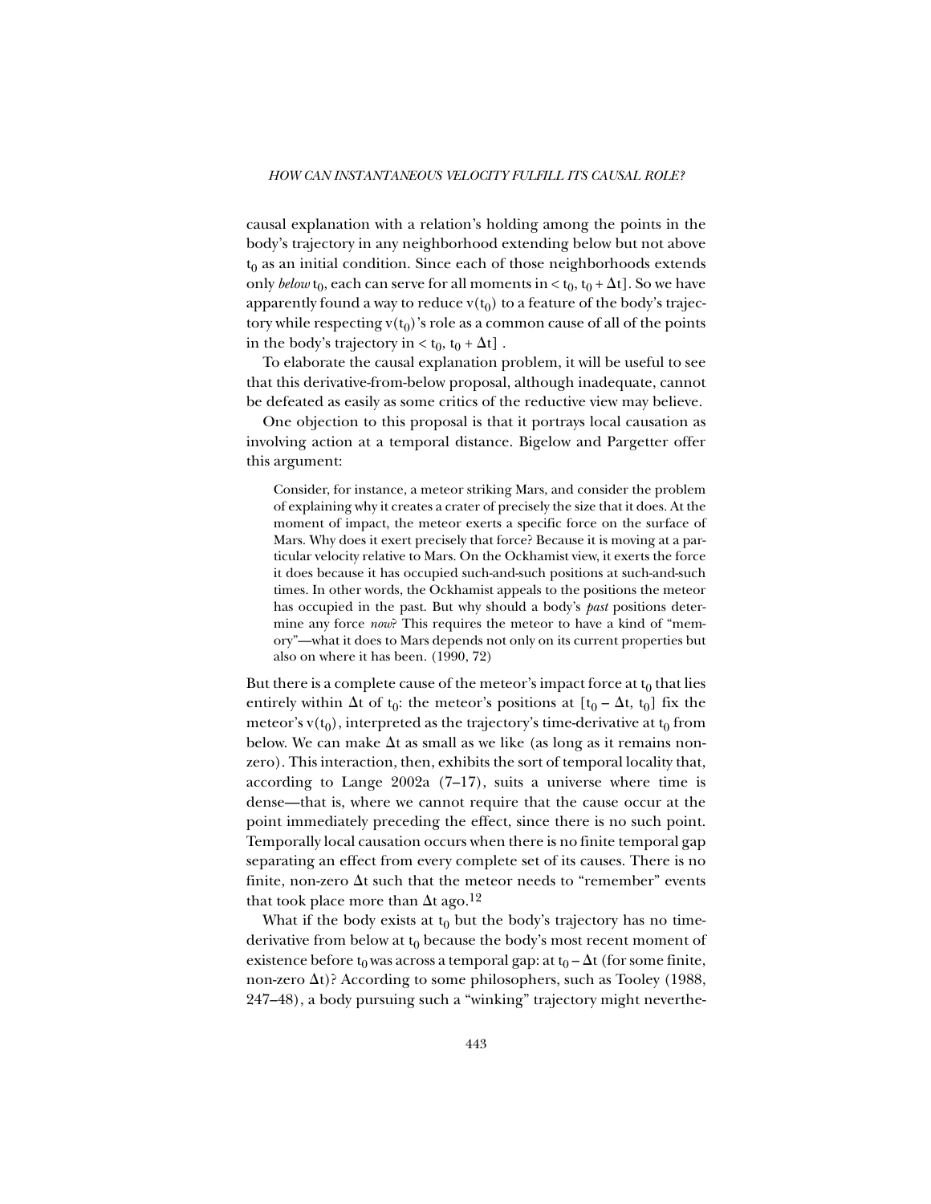causal explanation with a relation's holding among the points in the body's trajectory in any neighborhood extending below but not above $t_0$ as an initial condition. Since each of those neighborhoods extends only *below* $t_0$, each can serve for all moments in $< t_0, t_0 + \Delta t]$. So we have apparently found a way to reduce $v(t_0)$ to a feature of the body's trajectory while respecting $v(t_0)$'s role as a common cause of all of the points in the body's trajectory in $< t_0, t_0 + \Delta t]$ .

To elaborate the causal explanation problem, it will be useful to see that this derivative-from-below proposal, although inadequate, cannot be defeated as easily as some critics of the reductive view may believe.

One objection to this proposal is that it portrays local causation as involving action at a temporal distance. Bigelow and Pargetter offer this argument:

> Consider, for instance, a meteor striking Mars, and consider the problem of explaining why it creates a crater of precisely the size that it does. At the moment of impact, the meteor exerts a specific force on the surface of Mars. Why does it exert precisely that force? Because it is moving at a particular velocity relative to Mars. On the Ockhamist view, it exerts the force it does because it has occupied such-and-such positions at such-and-such times. In other words, the Ockhamist appeals to the positions the meteor has occupied in the past. But why should a body's *past* positions determine any force *now*? This requires the meteor to have a kind of "memory"—what it does to Mars depends not only on its current properties but also on where it has been. (1990, 72)

But there is a complete cause of the meteor's impact force at $t_0$ that lies entirely within $\Delta t$ of $t_0$: the meteor's positions at $[t_0 - \Delta t, t_0]$ fix the meteor's $v(t_0)$, interpreted as the trajectory's time-derivative at $t_0$ from below. We can make $\Delta t$ as small as we like (as long as it remains nonzero). This interaction, then, exhibits the sort of temporal locality that, according to Lange 2002a (7–17), suits a universe where time is dense—that is, where we cannot require that the cause occur at the point immediately preceding the effect, since there is no such point. Temporally local causation occurs when there is no finite temporal gap separating an effect from every complete set of its causes. There is no finite, non-zero $\Delta t$ such that the meteor needs to "remember" events that took place more than $\Delta t$ ago.[12]

What if the body exists at $t_0$ but the body's trajectory has no time-derivative from below at $t_0$ because the body's most recent moment of existence before $t_0$ was across a temporal gap: at $t_0 - \Delta t$ (for some finite, non-zero $\Delta t$)? According to some philosophers, such as Tooley (1988, 247–48), a body pursuing such a "winking" trajectory might neverthe-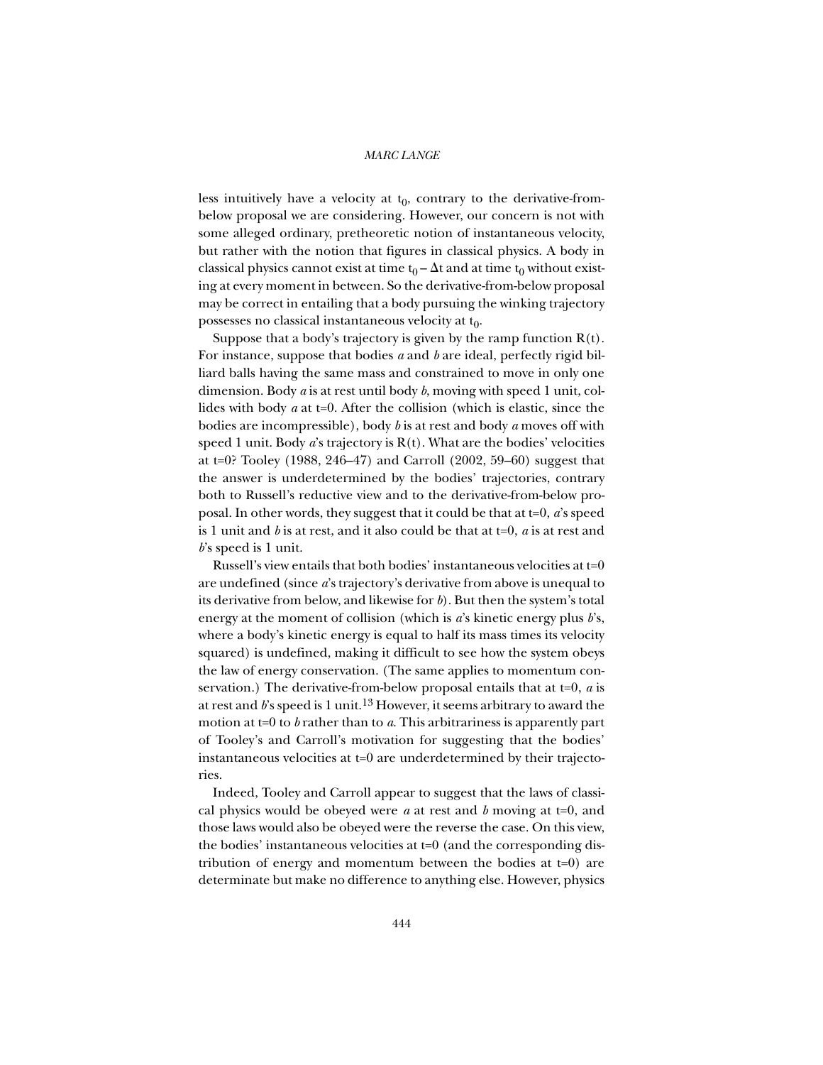less intuitively have a velocity at $t_0$, contrary to the derivative-from-below proposal we are considering. However, our concern is not with some alleged ordinary, pretheoretic notion of instantaneous velocity, but rather with the notion that figures in classical physics. A body in classical physics cannot exist at time $t_0 - \Delta t$ and at time $t_0$ without existing at every moment in between. So the derivative-from-below proposal may be correct in entailing that a body pursuing the winking trajectory possesses no classical instantaneous velocity at $t_0$.

Suppose that a body's trajectory is given by the ramp function $R(t)$. For instance, suppose that bodies *a* and *b* are ideal, perfectly rigid billiard balls having the same mass and constrained to move in only one dimension. Body *a* is at rest until body *b*, moving with speed 1 unit, collides with body *a* at $t=0$. After the collision (which is elastic, since the bodies are incompressible), body *b* is at rest and body *a* moves off with speed 1 unit. Body *a*'s trajectory is $R(t)$. What are the bodies' velocities at $t=0$? Tooley (1988, 246–47) and Carroll (2002, 59–60) suggest that the answer is underdetermined by the bodies' trajectories, contrary both to Russell's reductive view and to the derivative-from-below proposal. In other words, they suggest that it could be that at $t=0$, *a*'s speed is 1 unit and *b* is at rest, and it also could be that at $t=0$, *a* is at rest and *b*'s speed is 1 unit.

Russell's view entails that both bodies' instantaneous velocities at $t=0$ are undefined (since *a*'s trajectory's derivative from above is unequal to its derivative from below, and likewise for *b*). But then the system's total energy at the moment of collision (which is *a*'s kinetic energy plus *b*'s, where a body's kinetic energy is equal to half its mass times its velocity squared) is undefined, making it difficult to see how the system obeys the law of energy conservation. (The same applies to momentum conservation.) The derivative-from-below proposal entails that at $t=0$, *a* is at rest and *b*'s speed is 1 unit.[13] However, it seems arbitrary to award the motion at $t=0$ to *b* rather than to *a*. This arbitrariness is apparently part of Tooley's and Carroll's motivation for suggesting that the bodies' instantaneous velocities at $t=0$ are underdetermined by their trajectories.

Indeed, Tooley and Carroll appear to suggest that the laws of classical physics would be obeyed were *a* at rest and *b* moving at $t=0$, and those laws would also be obeyed were the reverse the case. On this view, the bodies' instantaneous velocities at $t=0$ (and the corresponding distribution of energy and momentum between the bodies at $t=0$) are determinate but make no difference to anything else. However, physics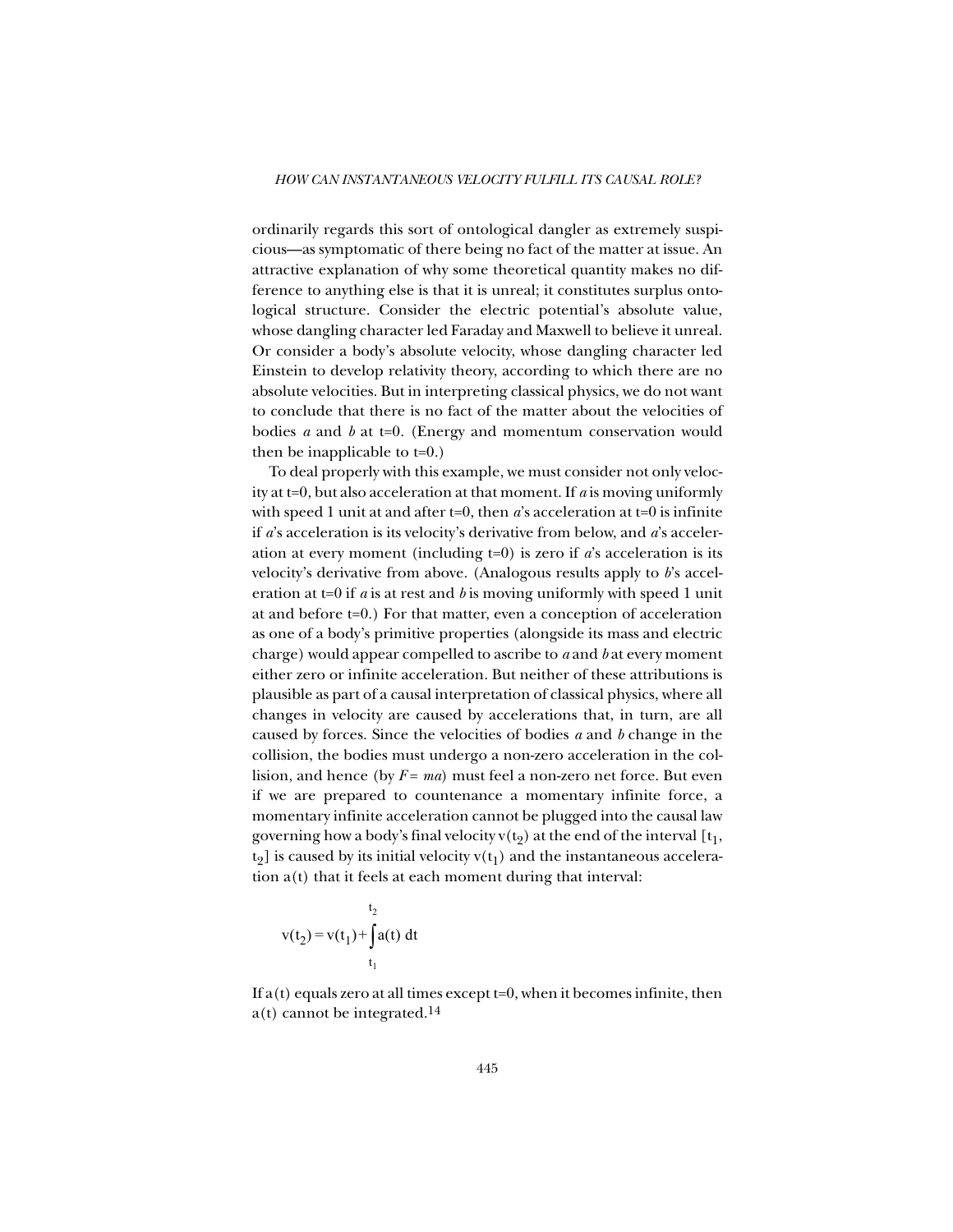ordinarily regards this sort of ontological dangler as extremely suspicious—as symptomatic of there being no fact of the matter at issue. An attractive explanation of why some theoretical quantity makes no difference to anything else is that it is unreal; it constitutes surplus ontological structure. Consider the electric potential's absolute value, whose dangling character led Faraday and Maxwell to believe it unreal. Or consider a body's absolute velocity, whose dangling character led Einstein to develop relativity theory, according to which there are no absolute velocities. But in interpreting classical physics, we do not want to conclude that there is no fact of the matter about the velocities of bodies *a* and *b* at t=0. (Energy and momentum conservation would then be inapplicable to t=0.)

To deal properly with this example, we must consider not only velocity at t=0, but also acceleration at that moment. If *a* is moving uniformly with speed 1 unit at and after t=0, then *a*'s acceleration at t=0 is infinite if *a*'s acceleration is its velocity's derivative from below, and *a*'s acceleration at every moment (including t=0) is zero if *a*'s acceleration is its velocity's derivative from above. (Analogous results apply to *b*'s acceleration at t=0 if *a* is at rest and *b* is moving uniformly with speed 1 unit at and before t=0.) For that matter, even a conception of acceleration as one of a body's primitive properties (alongside its mass and electric charge) would appear compelled to ascribe to *a* and *b* at every moment either zero or infinite acceleration. But neither of these attributions is plausible as part of a causal interpretation of classical physics, where all changes in velocity are caused by accelerations that, in turn, are all caused by forces. Since the velocities of bodies *a* and *b* change in the collision, the bodies must undergo a non-zero acceleration in the collision, and hence (by $F = ma$) must feel a non-zero net force. But even if we are prepared to countenance a momentary infinite force, a momentary infinite acceleration cannot be plugged into the causal law governing how a body's final velocity $v(t_2)$ at the end of the interval $[t_1, t_2]$ is caused by its initial velocity $v(t_1)$ and the instantaneous acceleration $a(t)$ that it feels at each moment during that interval:

$$v(t_2) = v(t_1) + \int_{t_1}^{t_2} a(t)\, dt$$

If $a(t)$ equals zero at all times except t=0, when it becomes infinite, then $a(t)$ cannot be integrated.[14]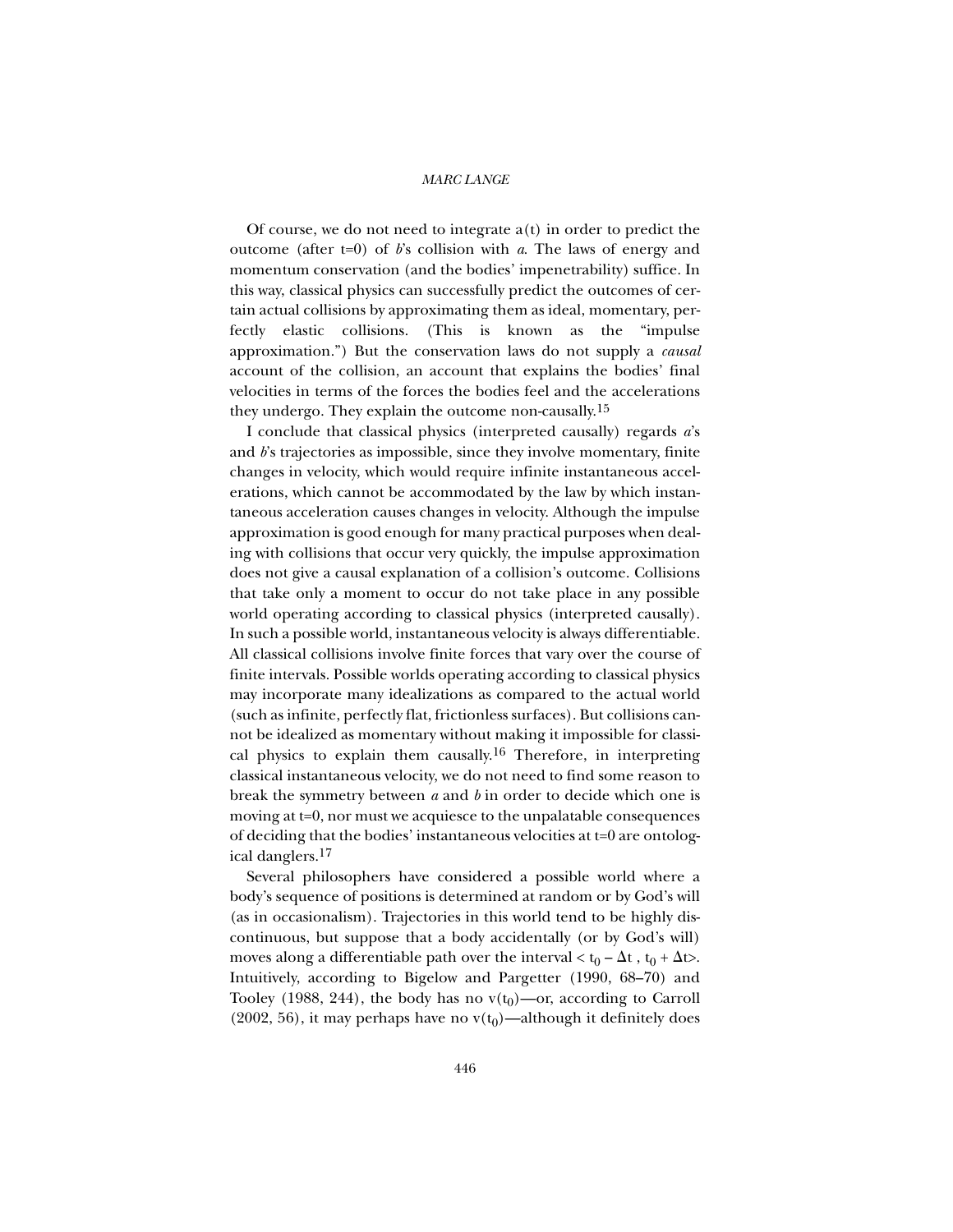Of course, we do not need to integrate $a(t)$ in order to predict the outcome (after $t=0$) of *b*'s collision with *a*. The laws of energy and momentum conservation (and the bodies' impenetrability) suffice. In this way, classical physics can successfully predict the outcomes of certain actual collisions by approximating them as ideal, momentary, perfectly elastic collisions. (This is known as the "impulse approximation.") But the conservation laws do not supply a *causal* account of the collision, an account that explains the bodies' final velocities in terms of the forces the bodies feel and the accelerations they undergo. They explain the outcome non-causally.[15]

I conclude that classical physics (interpreted causally) regards *a*'s and *b*'s trajectories as impossible, since they involve momentary, finite changes in velocity, which would require infinite instantaneous accelerations, which cannot be accommodated by the law by which instantaneous acceleration causes changes in velocity. Although the impulse approximation is good enough for many practical purposes when dealing with collisions that occur very quickly, the impulse approximation does not give a causal explanation of a collision's outcome. Collisions that take only a moment to occur do not take place in any possible world operating according to classical physics (interpreted causally). In such a possible world, instantaneous velocity is always differentiable. All classical collisions involve finite forces that vary over the course of finite intervals. Possible worlds operating according to classical physics may incorporate many idealizations as compared to the actual world (such as infinite, perfectly flat, frictionless surfaces). But collisions cannot be idealized as momentary without making it impossible for classical physics to explain them causally.[16] Therefore, in interpreting classical instantaneous velocity, we do not need to find some reason to break the symmetry between *a* and *b* in order to decide which one is moving at $t=0$, nor must we acquiesce to the unpalatable consequences of deciding that the bodies' instantaneous velocities at $t=0$ are ontological danglers.[17]

Several philosophers have considered a possible world where a body's sequence of positions is determined at random or by God's will (as in occasionalism). Trajectories in this world tend to be highly discontinuous, but suppose that a body accidentally (or by God's will) moves along a differentiable path over the interval $< t_0 - \Delta t \, , \, t_0 + \Delta t>$. Intuitively, according to Bigelow and Pargetter (1990, 68–70) and Tooley (1988, 244), the body has no $v(t_0)$—or, according to Carroll (2002, 56), it may perhaps have no $v(t_0)$—although it definitely does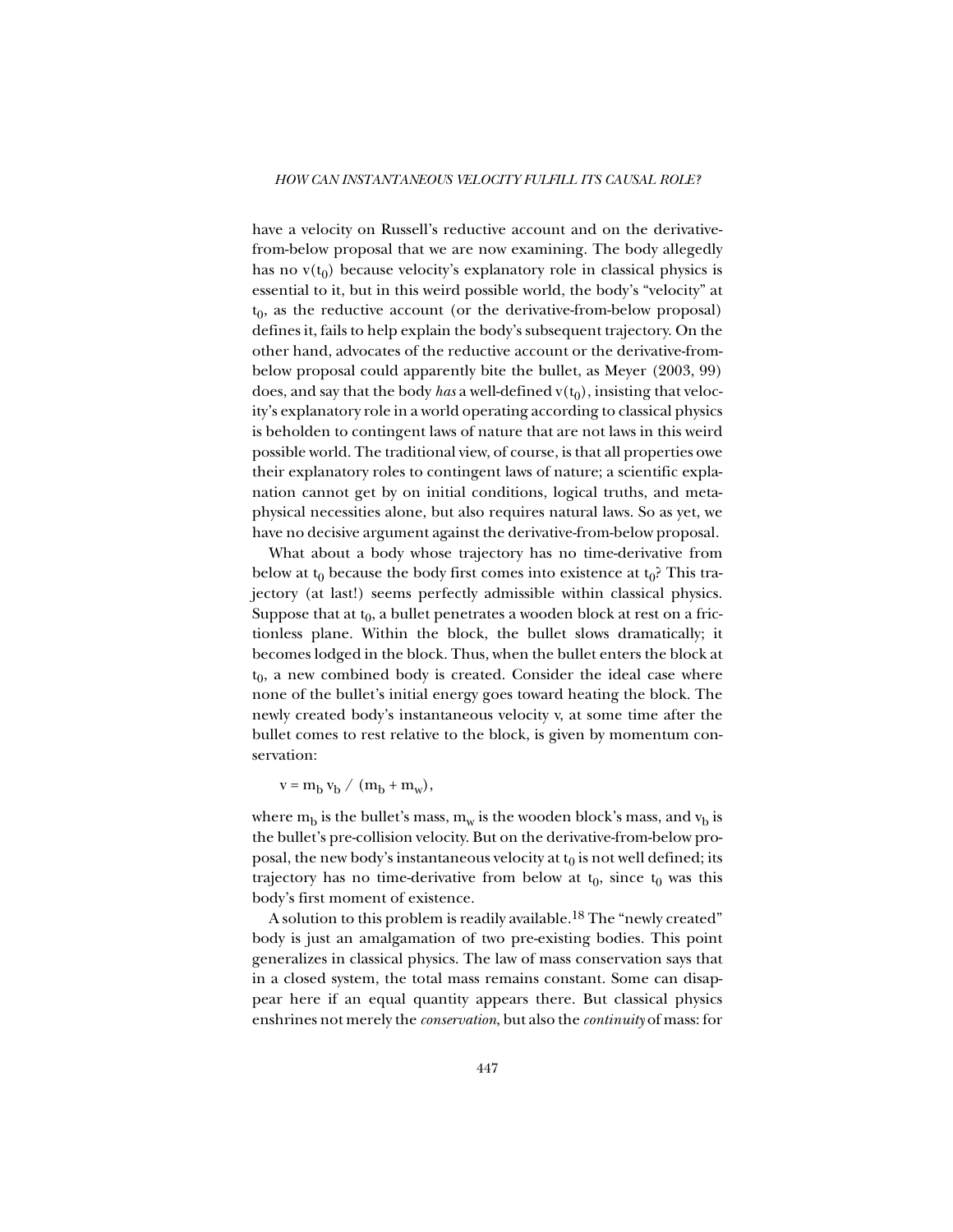have a velocity on Russell's reductive account and on the derivative-from-below proposal that we are now examining. The body allegedly has no $v(t_0)$ because velocity's explanatory role in classical physics is essential to it, but in this weird possible world, the body's "velocity" at $t_0$, as the reductive account (or the derivative-from-below proposal) defines it, fails to help explain the body's subsequent trajectory. On the other hand, advocates of the reductive account or the derivative-from-below proposal could apparently bite the bullet, as Meyer (2003, 99) does, and say that the body *has* a well-defined $v(t_0)$, insisting that velocity's explanatory role in a world operating according to classical physics is beholden to contingent laws of nature that are not laws in this weird possible world. The traditional view, of course, is that all properties owe their explanatory roles to contingent laws of nature; a scientific explanation cannot get by on initial conditions, logical truths, and metaphysical necessities alone, but also requires natural laws. So as yet, we have no decisive argument against the derivative-from-below proposal.

What about a body whose trajectory has no time-derivative from below at $t_0$ because the body first comes into existence at $t_0$? This trajectory (at last!) seems perfectly admissible within classical physics. Suppose that at $t_0$, a bullet penetrates a wooden block at rest on a frictionless plane. Within the block, the bullet slows dramatically; it becomes lodged in the block. Thus, when the bullet enters the block at $t_0$, a new combined body is created. Consider the ideal case where none of the bullet's initial energy goes toward heating the block. The newly created body's instantaneous velocity v, at some time after the bullet comes to rest relative to the block, is given by momentum conservation:

$$v = m_b v_b \,/\, (m_b + m_w),$$

where $m_b$ is the bullet's mass, $m_w$ is the wooden block's mass, and $v_b$ is the bullet's pre-collision velocity. But on the derivative-from-below proposal, the new body's instantaneous velocity at $t_0$ is not well defined; its trajectory has no time-derivative from below at $t_0$, since $t_0$ was this body's first moment of existence.

A solution to this problem is readily available.[18] The "newly created" body is just an amalgamation of two pre-existing bodies. This point generalizes in classical physics. The law of mass conservation says that in a closed system, the total mass remains constant. Some can disappear here if an equal quantity appears there. But classical physics enshrines not merely the *conservation*, but also the *continuity* of mass: for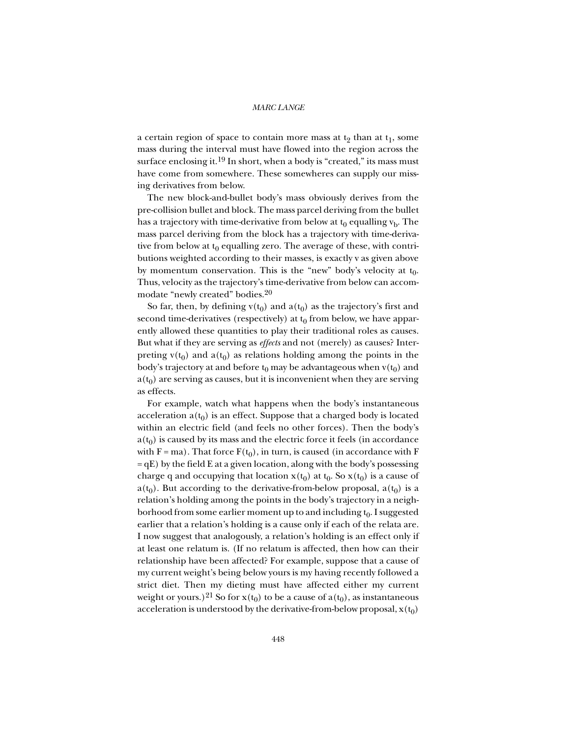a certain region of space to contain more mass at $t_2$ than at $t_1$, some mass during the interval must have flowed into the region across the surface enclosing it.[19] In short, when a body is "created," its mass must have come from somewhere. These somewheres can supply our missing derivatives from below.

The new block-and-bullet body's mass obviously derives from the pre-collision bullet and block. The mass parcel deriving from the bullet has a trajectory with time-derivative from below at $t_0$ equalling $v_b$. The mass parcel deriving from the block has a trajectory with time-derivative from below at $t_0$ equalling zero. The average of these, with contributions weighted according to their masses, is exactly v as given above by momentum conservation. This is the "new" body's velocity at $t_0$. Thus, velocity as the trajectory's time-derivative from below can accommodate "newly created" bodies.[20]

So far, then, by defining $v(t_0)$ and $a(t_0)$ as the trajectory's first and second time-derivatives (respectively) at $t_0$ from below, we have apparently allowed these quantities to play their traditional roles as causes. But what if they are serving as *effects* and not (merely) as causes? Interpreting $v(t_0)$ and $a(t_0)$ as relations holding among the points in the body's trajectory at and before $t_0$ may be advantageous when $v(t_0)$ and $a(t_0)$ are serving as causes, but it is inconvenient when they are serving as effects.

For example, watch what happens when the body's instantaneous acceleration $a(t_0)$ is an effect. Suppose that a charged body is located within an electric field (and feels no other forces). Then the body's $a(t_0)$ is caused by its mass and the electric force it feels (in accordance with $F = ma$). That force $F(t_0)$, in turn, is caused (in accordance with $F = qE$) by the field E at a given location, along with the body's possessing charge q and occupying that location $x(t_0)$ at $t_0$. So $x(t_0)$ is a cause of $a(t_0)$. But according to the derivative-from-below proposal, $a(t_0)$ is a relation's holding among the points in the body's trajectory in a neighborhood from some earlier moment up to and including $t_0$. I suggested earlier that a relation's holding is a cause only if each of the relata are. I now suggest that analogously, a relation's holding is an effect only if at least one relatum is. (If no relatum is affected, then how can their relationship have been affected? For example, suppose that a cause of my current weight's being below yours is my having recently followed a strict diet. Then my dieting must have affected either my current weight or yours.)[21] So for $x(t_0)$ to be a cause of $a(t_0)$, as instantaneous acceleration is understood by the derivative-from-below proposal, $x(t_0)$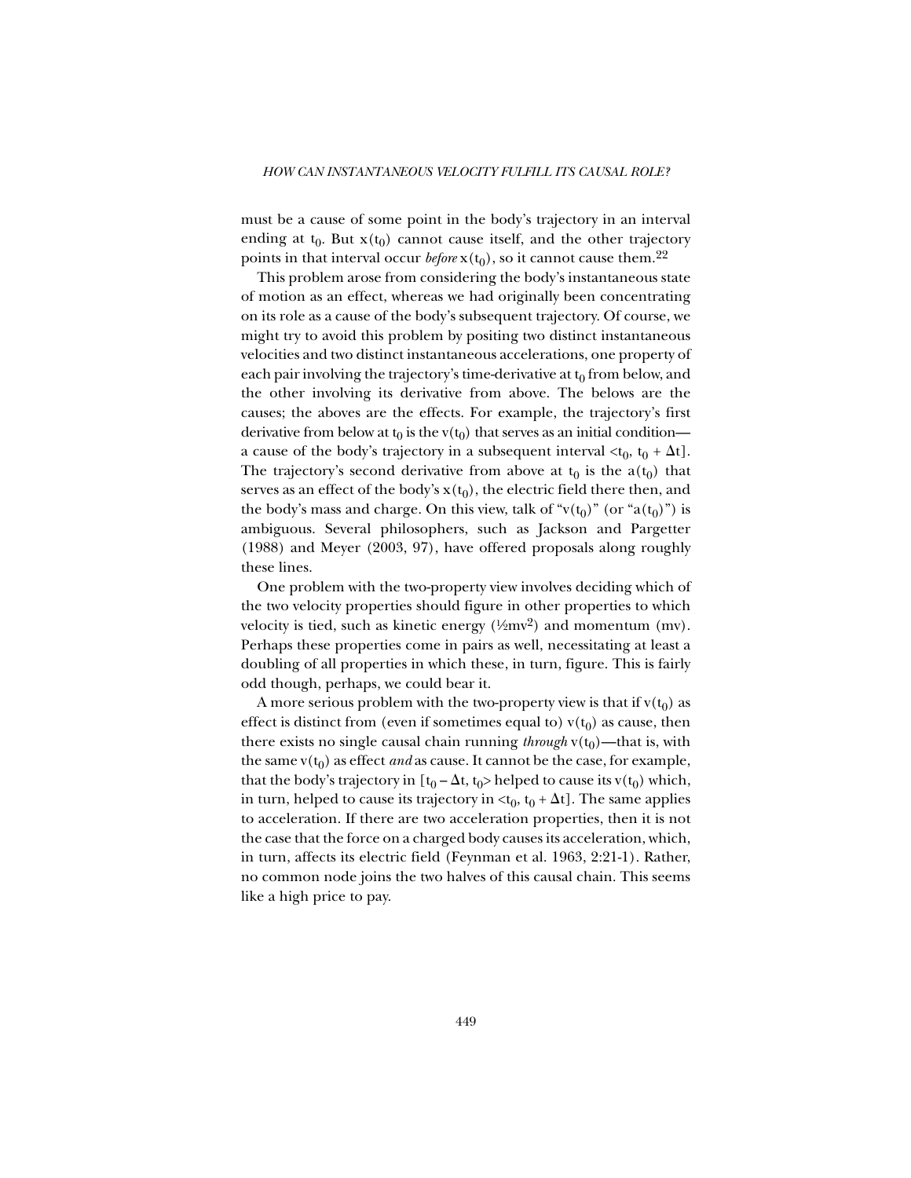must be a cause of some point in the body's trajectory in an interval ending at $t_0$. But $x(t_0)$ cannot cause itself, and the other trajectory points in that interval occur *before* $x(t_0)$, so it cannot cause them.[22]

This problem arose from considering the body's instantaneous state of motion as an effect, whereas we had originally been concentrating on its role as a cause of the body's subsequent trajectory. Of course, we might try to avoid this problem by positing two distinct instantaneous velocities and two distinct instantaneous accelerations, one property of each pair involving the trajectory's time-derivative at $t_0$ from below, and the other involving its derivative from above. The belows are the causes; the aboves are the effects. For example, the trajectory's first derivative from below at $t_0$ is the $v(t_0)$ that serves as an initial condition—a cause of the body's trajectory in a subsequent interval $<t_0, t_0 + \Delta t]$. The trajectory's second derivative from above at $t_0$ is the $a(t_0)$ that serves as an effect of the body's $x(t_0)$, the electric field there then, and the body's mass and charge. On this view, talk of "$v(t_0)$" (or "$a(t_0)$") is ambiguous. Several philosophers, such as Jackson and Pargetter (1988) and Meyer (2003, 97), have offered proposals along roughly these lines.

One problem with the two-property view involves deciding which of the two velocity properties should figure in other properties to which velocity is tied, such as kinetic energy ($\frac{1}{2}mv^2$) and momentum ($mv$). Perhaps these properties come in pairs as well, necessitating at least a doubling of all properties in which these, in turn, figure. This is fairly odd though, perhaps, we could bear it.

A more serious problem with the two-property view is that if $v(t_0)$ as effect is distinct from (even if sometimes equal to) $v(t_0)$ as cause, then there exists no single causal chain running *through* $v(t_0)$—that is, with the same $v(t_0)$ as effect *and* as cause. It cannot be the case, for example, that the body's trajectory in $[t_0 - \Delta t, t_0>$ helped to cause its $v(t_0)$ which, in turn, helped to cause its trajectory in $<t_0, t_0 + \Delta t]$. The same applies to acceleration. If there are two acceleration properties, then it is not the case that the force on a charged body causes its acceleration, which, in turn, affects its electric field (Feynman et al. 1963, 2:21-1). Rather, no common node joins the two halves of this causal chain. This seems like a high price to pay.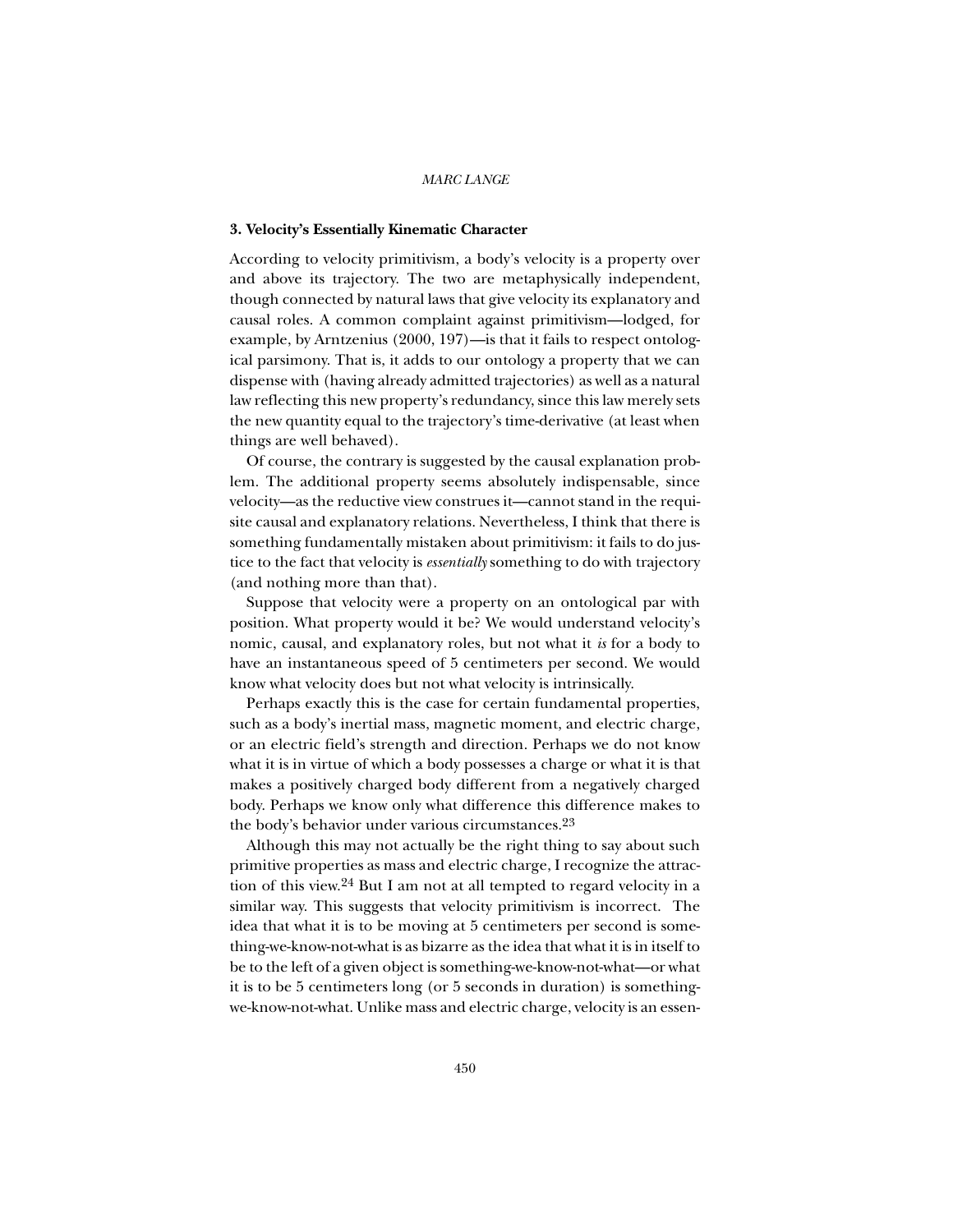### 3. Velocity's Essentially Kinematic Character

According to velocity primitivism, a body's velocity is a property over and above its trajectory. The two are metaphysically independent, though connected by natural laws that give velocity its explanatory and causal roles. A common complaint against primitivism—lodged, for example, by Arntzenius (2000, 197)—is that it fails to respect ontological parsimony. That is, it adds to our ontology a property that we can dispense with (having already admitted trajectories) as well as a natural law reflecting this new property's redundancy, since this law merely sets the new quantity equal to the trajectory's time-derivative (at least when things are well behaved).

Of course, the contrary is suggested by the causal explanation problem. The additional property seems absolutely indispensable, since velocity—as the reductive view construes it—cannot stand in the requisite causal and explanatory relations. Nevertheless, I think that there is something fundamentally mistaken about primitivism: it fails to do justice to the fact that velocity is *essentially* something to do with trajectory (and nothing more than that).

Suppose that velocity were a property on an ontological par with position. What property would it be? We would understand velocity's nomic, causal, and explanatory roles, but not what it *is* for a body to have an instantaneous speed of 5 centimeters per second. We would know what velocity does but not what velocity is intrinsically.

Perhaps exactly this is the case for certain fundamental properties, such as a body's inertial mass, magnetic moment, and electric charge, or an electric field's strength and direction. Perhaps we do not know what it is in virtue of which a body possesses a charge or what it is that makes a positively charged body different from a negatively charged body. Perhaps we know only what difference this difference makes to the body's behavior under various circumstances.[23]

Although this may not actually be the right thing to say about such primitive properties as mass and electric charge, I recognize the attraction of this view.[24] But I am not at all tempted to regard velocity in a similar way. This suggests that velocity primitivism is incorrect. The idea that what it is to be moving at 5 centimeters per second is something-we-know-not-what is as bizarre as the idea that what it is in itself to be to the left of a given object is something-we-know-not-what—or what it is to be 5 centimeters long (or 5 seconds in duration) is something-we-know-not-what. Unlike mass and electric charge, velocity is an essen-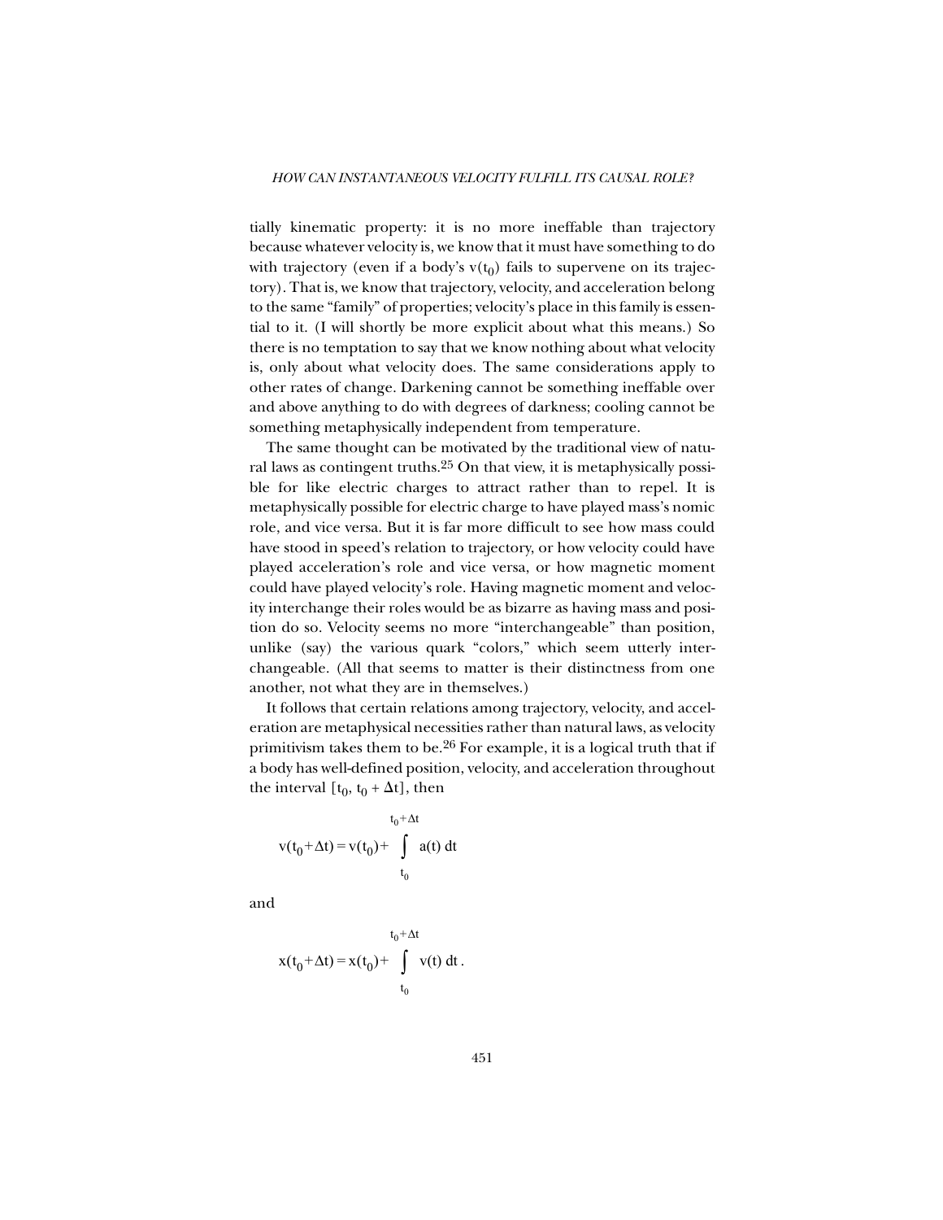tially kinematic property: it is no more ineffable than trajectory because whatever velocity is, we know that it must have something to do with trajectory (even if a body's $v(t_0)$ fails to supervene on its trajectory). That is, we know that trajectory, velocity, and acceleration belong to the same "family" of properties; velocity's place in this family is essential to it. (I will shortly be more explicit about what this means.) So there is no temptation to say that we know nothing about what velocity is, only about what velocity does. The same considerations apply to other rates of change. Darkening cannot be something ineffable over and above anything to do with degrees of darkness; cooling cannot be something metaphysically independent from temperature.

The same thought can be motivated by the traditional view of natural laws as contingent truths.[25] On that view, it is metaphysically possible for like electric charges to attract rather than to repel. It is metaphysically possible for electric charge to have played mass's nomic role, and vice versa. But it is far more difficult to see how mass could have stood in speed's relation to trajectory, or how velocity could have played acceleration's role and vice versa, or how magnetic moment could have played velocity's role. Having magnetic moment and velocity interchange their roles would be as bizarre as having mass and position do so. Velocity seems no more "interchangeable" than position, unlike (say) the various quark "colors," which seem utterly interchangeable. (All that seems to matter is their distinctness from one another, not what they are in themselves.)

It follows that certain relations among trajectory, velocity, and acceleration are metaphysical necessities rather than natural laws, as velocity primitivism takes them to be.[26] For example, it is a logical truth that if a body has well-defined position, velocity, and acceleration throughout the interval $[t_0, t_0 + \Delta t]$, then

$$v(t_0+\Delta t) = v(t_0) + \int_{t_0}^{t_0+\Delta t} a(t)\, dt$$

and

$$x(t_0+\Delta t) = x(t_0) + \int_{t_0}^{t_0+\Delta t} v(t)\, dt\, .$$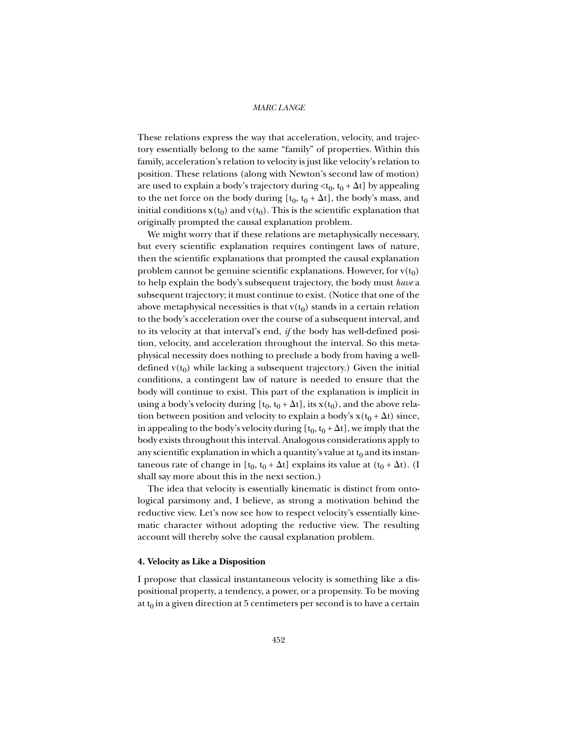These relations express the way that acceleration, velocity, and trajectory essentially belong to the same "family" of properties. Within this family, acceleration's relation to velocity is just like velocity's relation to position. These relations (along with Newton's second law of motion) are used to explain a body's trajectory during $<t_0, t_0 + \Delta t]$ by appealing to the net force on the body during $[t_0, t_0 + \Delta t]$, the body's mass, and initial conditions $x(t_0)$ and $v(t_0)$. This is the scientific explanation that originally prompted the causal explanation problem.

We might worry that if these relations are metaphysically necessary, but every scientific explanation requires contingent laws of nature, then the scientific explanations that prompted the causal explanation problem cannot be genuine scientific explanations. However, for $v(t_0)$ to help explain the body's subsequent trajectory, the body must *have* a subsequent trajectory; it must continue to exist. (Notice that one of the above metaphysical necessities is that $v(t_0)$ stands in a certain relation to the body's acceleration over the course of a subsequent interval, and to its velocity at that interval's end, *if* the body has well-defined position, velocity, and acceleration throughout the interval. So this metaphysical necessity does nothing to preclude a body from having a well-defined $v(t_0)$ while lacking a subsequent trajectory.) Given the initial conditions, a contingent law of nature is needed to ensure that the body will continue to exist. This part of the explanation is implicit in using a body's velocity during $[t_0, t_0 + \Delta t]$, its $x(t_0)$, and the above relation between position and velocity to explain a body's $x(t_0 + \Delta t)$ since, in appealing to the body's velocity during $[t_0, t_0 + \Delta t]$, we imply that the body exists throughout this interval. Analogous considerations apply to any scientific explanation in which a quantity's value at $t_0$ and its instantaneous rate of change in $[t_0, t_0 + \Delta t]$ explains its value at $(t_0 + \Delta t)$. (I shall say more about this in the next section.)

The idea that velocity is essentially kinematic is distinct from ontological parsimony and, I believe, as strong a motivation behind the reductive view. Let's now see how to respect velocity's essentially kinematic character without adopting the reductive view. The resulting account will thereby solve the causal explanation problem.

#### 4. Velocity as Like a Disposition

I propose that classical instantaneous velocity is something like a dispositional property, a tendency, a power, or a propensity. To be moving at $t_0$ in a given direction at 5 centimeters per second is to have a certain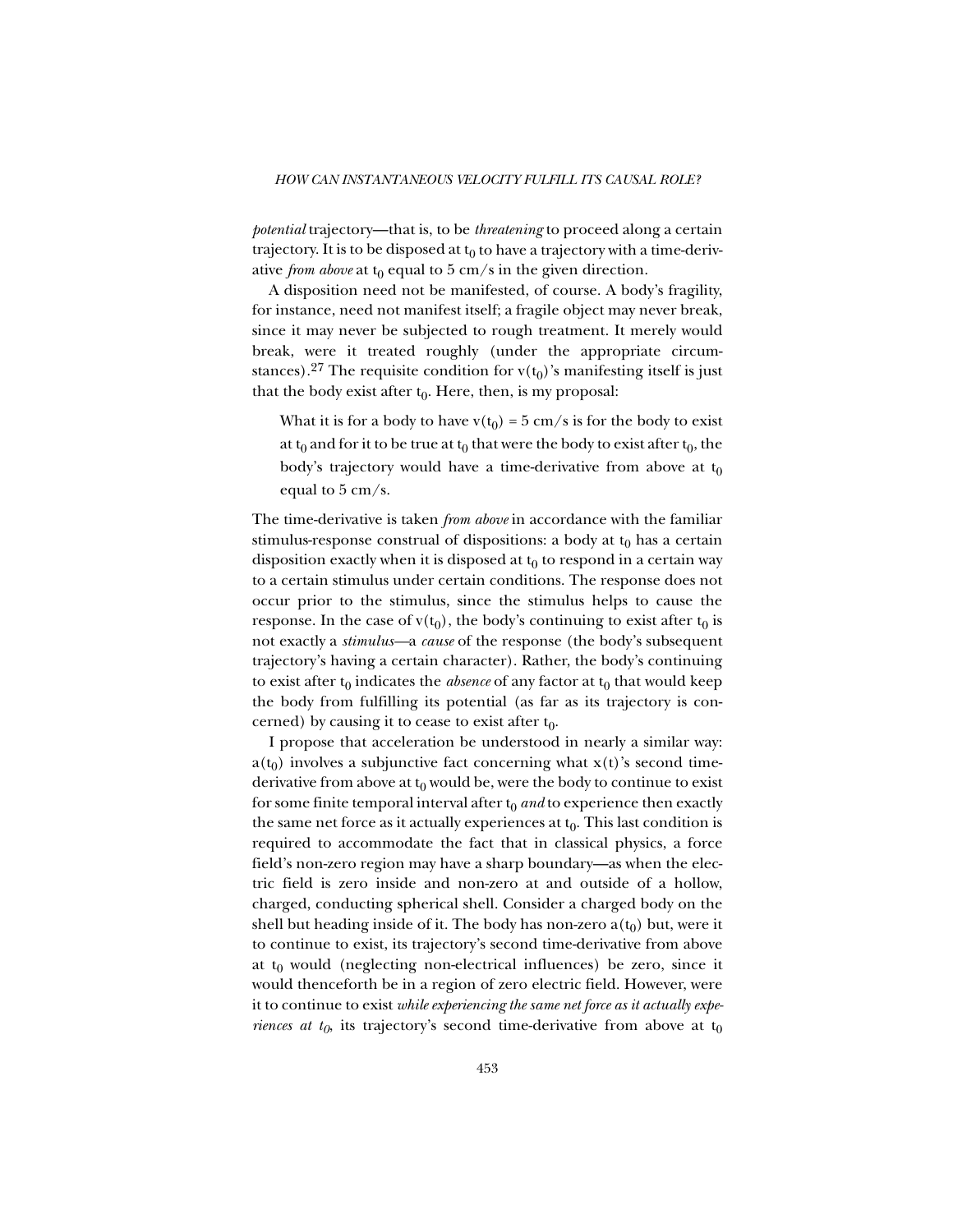*potential* trajectory—that is, to be *threatening* to proceed along a certain trajectory. It is to be disposed at $t_0$ to have a trajectory with a time-derivative *from above* at $t_0$ equal to 5 cm/s in the given direction.

A disposition need not be manifested, of course. A body's fragility, for instance, need not manifest itself; a fragile object may never break, since it may never be subjected to rough treatment. It merely would break, were it treated roughly (under the appropriate circumstances).[27] The requisite condition for $v(t_0)$'s manifesting itself is just that the body exist after $t_0$. Here, then, is my proposal:

> What it is for a body to have $v(t_0) = 5$ cm/s is for the body to exist at $t_0$ and for it to be true at $t_0$ that were the body to exist after $t_0$, the body's trajectory would have a time-derivative from above at $t_0$ equal to 5 cm/s.

The time-derivative is taken *from above* in accordance with the familiar stimulus-response construal of dispositions: a body at $t_0$ has a certain disposition exactly when it is disposed at $t_0$ to respond in a certain way to a certain stimulus under certain conditions. The response does not occur prior to the stimulus, since the stimulus helps to cause the response. In the case of $v(t_0)$, the body's continuing to exist after $t_0$ is not exactly a *stimulus*—a *cause* of the response (the body's subsequent trajectory's having a certain character). Rather, the body's continuing to exist after $t_0$ indicates the *absence* of any factor at $t_0$ that would keep the body from fulfilling its potential (as far as its trajectory is concerned) by causing it to cease to exist after $t_0$.

I propose that acceleration be understood in nearly a similar way: $a(t_0)$ involves a subjunctive fact concerning what $x(t)$'s second time-derivative from above at $t_0$ would be, were the body to continue to exist for some finite temporal interval after $t_0$ *and* to experience then exactly the same net force as it actually experiences at $t_0$. This last condition is required to accommodate the fact that in classical physics, a force field's non-zero region may have a sharp boundary—as when the electric field is zero inside and non-zero at and outside of a hollow, charged, conducting spherical shell. Consider a charged body on the shell but heading inside of it. The body has non-zero $a(t_0)$ but, were it to continue to exist, its trajectory's second time-derivative from above at $t_0$ would (neglecting non-electrical influences) be zero, since it would thenceforth be in a region of zero electric field. However, were it to continue to exist *while experiencing the same net force as it actually experiences at $t_0$*, its trajectory's second time-derivative from above at $t_0$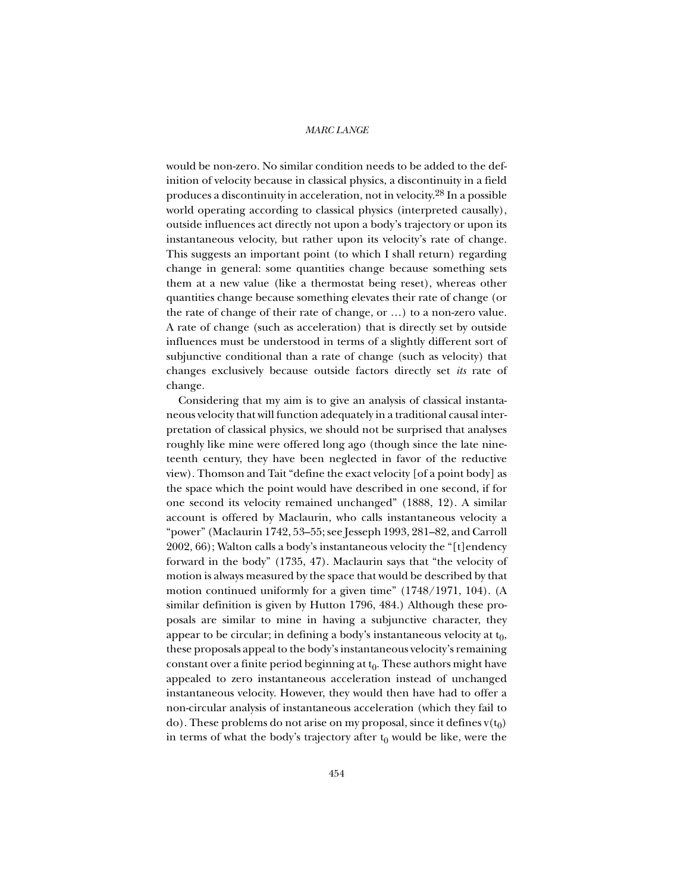would be non-zero. No similar condition needs to be added to the definition of velocity because in classical physics, a discontinuity in a field produces a discontinuity in acceleration, not in velocity.[28] In a possible world operating according to classical physics (interpreted causally), outside influences act directly not upon a body's trajectory or upon its instantaneous velocity, but rather upon its velocity's rate of change. This suggests an important point (to which I shall return) regarding change in general: some quantities change because something sets them at a new value (like a thermostat being reset), whereas other quantities change because something elevates their rate of change (or the rate of change of their rate of change, or ...) to a non-zero value. A rate of change (such as acceleration) that is directly set by outside influences must be understood in terms of a slightly different sort of subjunctive conditional than a rate of change (such as velocity) that changes exclusively because outside factors directly set *its* rate of change.

Considering that my aim is to give an analysis of classical instantaneous velocity that will function adequately in a traditional causal interpretation of classical physics, we should not be surprised that analyses roughly like mine were offered long ago (though since the late nineteenth century, they have been neglected in favor of the reductive view). Thomson and Tait "define the exact velocity [of a point body] as the space which the point would have described in one second, if for one second its velocity remained unchanged" (1888, 12). A similar account is offered by Maclaurin, who calls instantaneous velocity a "power" (Maclaurin 1742, 53–55; see Jesseph 1993, 281–82, and Carroll 2002, 66); Walton calls a body's instantaneous velocity the "[t]endency forward in the body" (1735, 47). Maclaurin says that "the velocity of motion is always measured by the space that would be described by that motion continued uniformly for a given time" (1748/1971, 104). (A similar definition is given by Hutton 1796, 484.) Although these proposals are similar to mine in having a subjunctive character, they appear to be circular; in defining a body's instantaneous velocity at $t_0$, these proposals appeal to the body's instantaneous velocity's remaining constant over a finite period beginning at $t_0$. These authors might have appealed to zero instantaneous acceleration instead of unchanged instantaneous velocity. However, they would then have had to offer a non-circular analysis of instantaneous acceleration (which they fail to do). These problems do not arise on my proposal, since it defines $v(t_0)$ in terms of what the body's trajectory after $t_0$ would be like, were the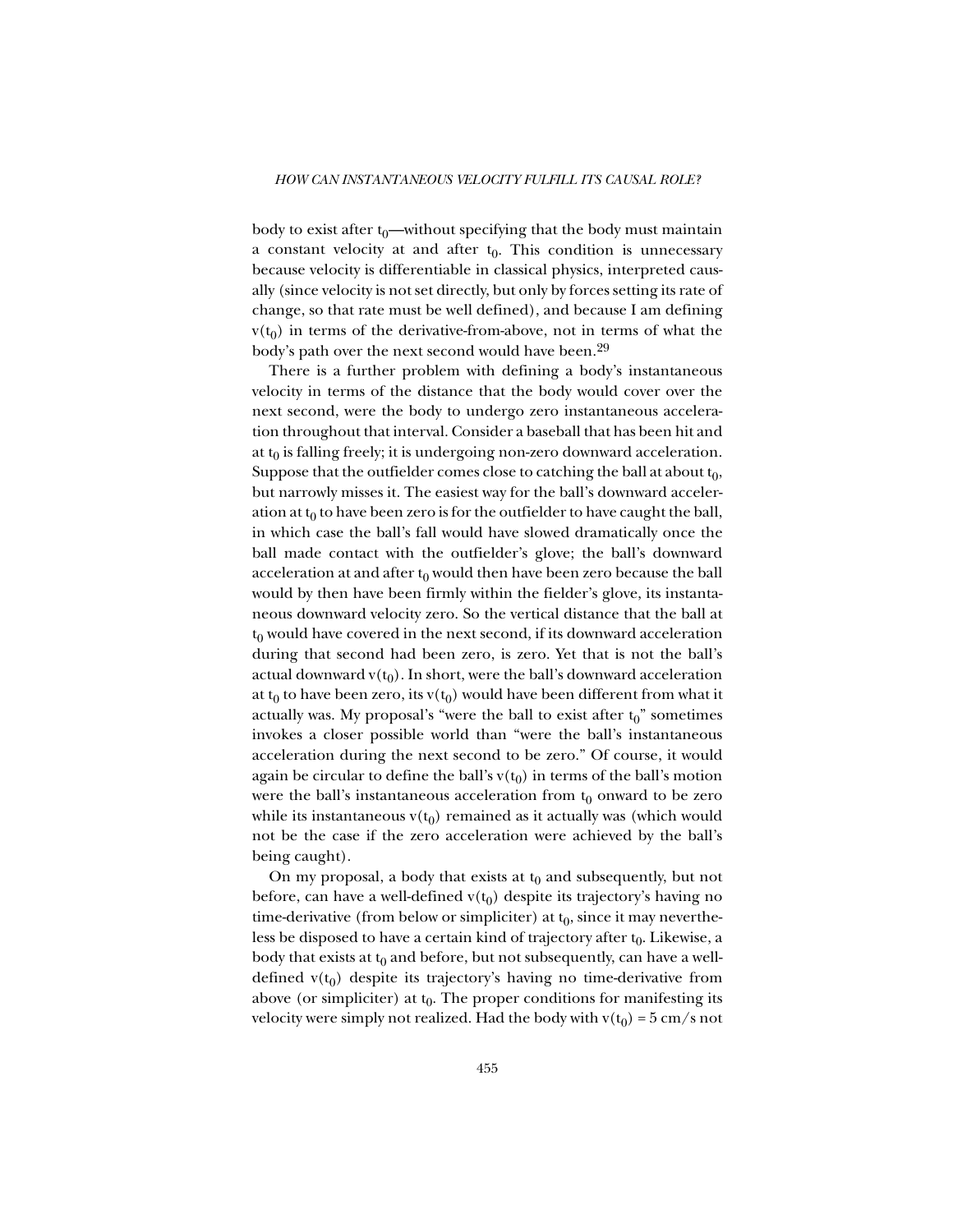body to exist after $t_0$—without specifying that the body must maintain a constant velocity at and after $t_0$. This condition is unnecessary because velocity is differentiable in classical physics, interpreted causally (since velocity is not set directly, but only by forces setting its rate of change, so that rate must be well defined), and because I am defining $v(t_0)$ in terms of the derivative-from-above, not in terms of what the body's path over the next second would have been.[29]

There is a further problem with defining a body's instantaneous velocity in terms of the distance that the body would cover over the next second, were the body to undergo zero instantaneous acceleration throughout that interval. Consider a baseball that has been hit and at $t_0$ is falling freely; it is undergoing non-zero downward acceleration. Suppose that the outfielder comes close to catching the ball at about $t_0$, but narrowly misses it. The easiest way for the ball's downward acceleration at $t_0$ to have been zero is for the outfielder to have caught the ball, in which case the ball's fall would have slowed dramatically once the ball made contact with the outfielder's glove; the ball's downward acceleration at and after $t_0$ would then have been zero because the ball would by then have been firmly within the fielder's glove, its instantaneous downward velocity zero. So the vertical distance that the ball at $t_0$ would have covered in the next second, if its downward acceleration during that second had been zero, is zero. Yet that is not the ball's actual downward $v(t_0)$. In short, were the ball's downward acceleration at $t_0$ to have been zero, its $v(t_0)$ would have been different from what it actually was. My proposal's "were the ball to exist after $t_0$" sometimes invokes a closer possible world than "were the ball's instantaneous acceleration during the next second to be zero." Of course, it would again be circular to define the ball's $v(t_0)$ in terms of the ball's motion were the ball's instantaneous acceleration from $t_0$ onward to be zero while its instantaneous $v(t_0)$ remained as it actually was (which would not be the case if the zero acceleration were achieved by the ball's being caught).

On my proposal, a body that exists at $t_0$ and subsequently, but not before, can have a well-defined $v(t_0)$ despite its trajectory's having no time-derivative (from below or simpliciter) at $t_0$, since it may nevertheless be disposed to have a certain kind of trajectory after $t_0$. Likewise, a body that exists at $t_0$ and before, but not subsequently, can have a well-defined $v(t_0)$ despite its trajectory's having no time-derivative from above (or simpliciter) at $t_0$. The proper conditions for manifesting its velocity were simply not realized. Had the body with $v(t_0) = 5$ cm/s not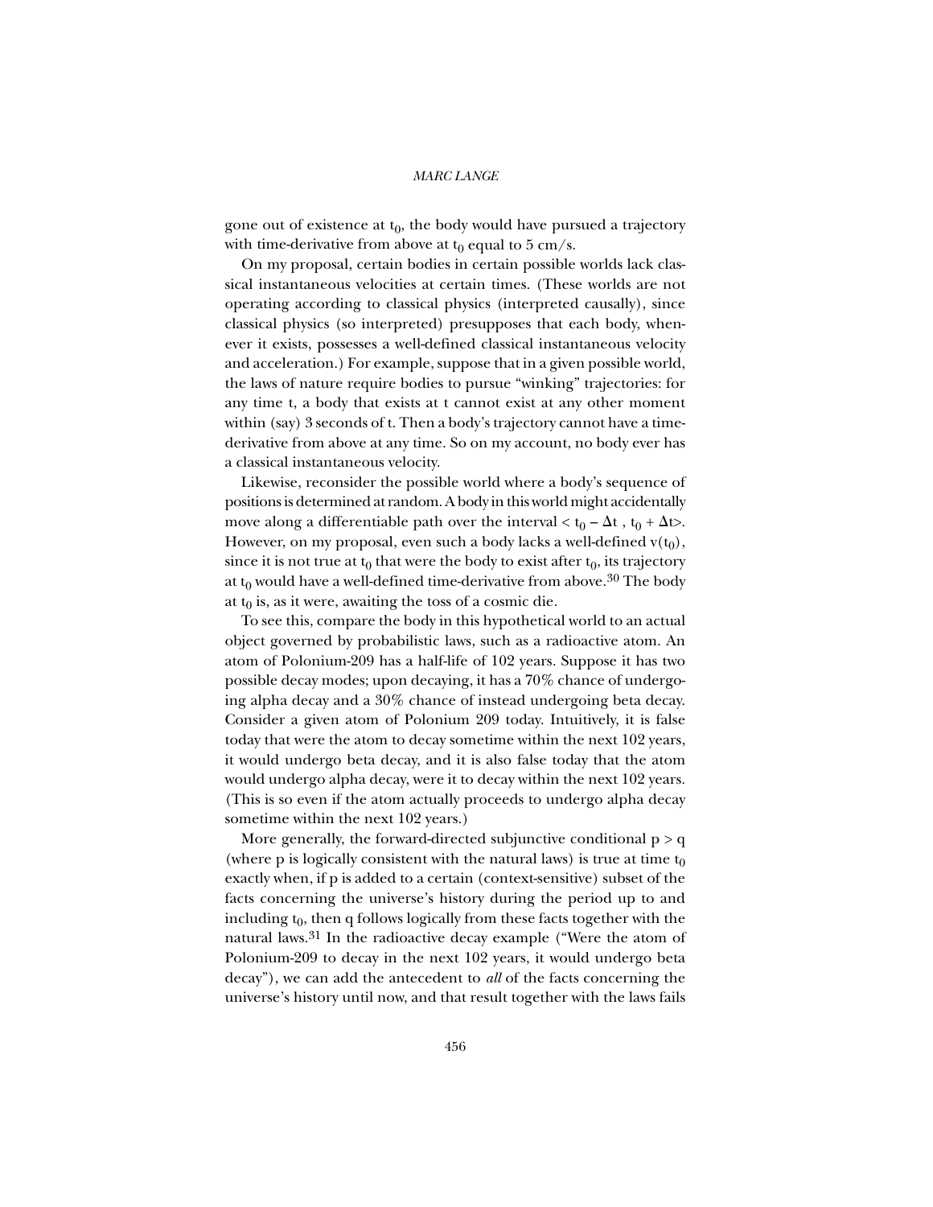gone out of existence at $t_0$, the body would have pursued a trajectory with time-derivative from above at $t_0$ equal to 5 cm/s.

On my proposal, certain bodies in certain possible worlds lack classical instantaneous velocities at certain times. (These worlds are not operating according to classical physics (interpreted causally), since classical physics (so interpreted) presupposes that each body, whenever it exists, possesses a well-defined classical instantaneous velocity and acceleration.) For example, suppose that in a given possible world, the laws of nature require bodies to pursue "winking" trajectories: for any time t, a body that exists at t cannot exist at any other moment within (say) 3 seconds of t. Then a body's trajectory cannot have a time-derivative from above at any time. So on my account, no body ever has a classical instantaneous velocity.

Likewise, reconsider the possible world where a body's sequence of positions is determined at random. A body in this world might accidentally move along a differentiable path over the interval $< t_0 - \Delta t \, , \, t_0 + \Delta t>$. However, on my proposal, even such a body lacks a well-defined $v(t_0)$, since it is not true at $t_0$ that were the body to exist after $t_0$, its trajectory at $t_0$ would have a well-defined time-derivative from above.[30] The body at $t_0$ is, as it were, awaiting the toss of a cosmic die.

To see this, compare the body in this hypothetical world to an actual object governed by probabilistic laws, such as a radioactive atom. An atom of Polonium-209 has a half-life of 102 years. Suppose it has two possible decay modes; upon decaying, it has a 70% chance of undergoing alpha decay and a 30% chance of instead undergoing beta decay. Consider a given atom of Polonium 209 today. Intuitively, it is false today that were the atom to decay sometime within the next 102 years, it would undergo beta decay, and it is also false today that the atom would undergo alpha decay, were it to decay within the next 102 years. (This is so even if the atom actually proceeds to undergo alpha decay sometime within the next 102 years.)

More generally, the forward-directed subjunctive conditional $p > q$ (where p is logically consistent with the natural laws) is true at time $t_0$ exactly when, if p is added to a certain (context-sensitive) subset of the facts concerning the universe's history during the period up to and including $t_0$, then q follows logically from these facts together with the natural laws.[31] In the radioactive decay example ("Were the atom of Polonium-209 to decay in the next 102 years, it would undergo beta decay"), we can add the antecedent to *all* of the facts concerning the universe's history until now, and that result together with the laws fails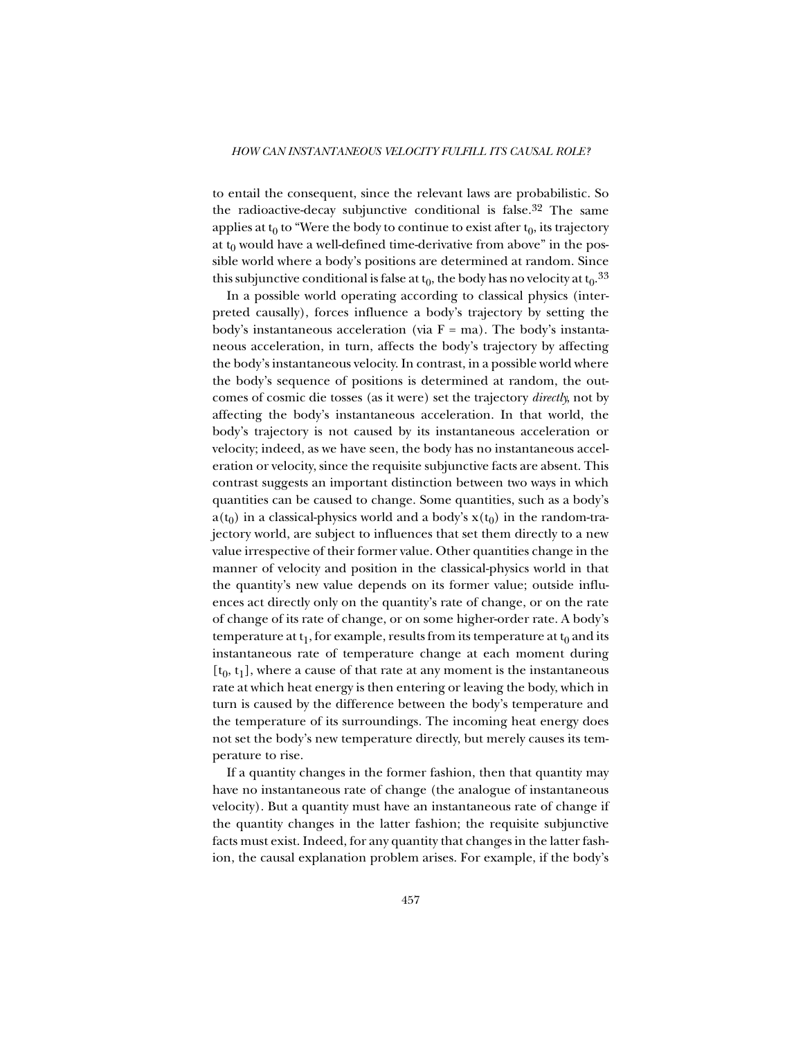to entail the consequent, since the relevant laws are probabilistic. So the radioactive-decay subjunctive conditional is false.[32] The same applies at $t_0$ to "Were the body to continue to exist after $t_0$, its trajectory at $t_0$ would have a well-defined time-derivative from above" in the possible world where a body's positions are determined at random. Since this subjunctive conditional is false at $t_0$, the body has no velocity at $t_0$.[33]

In a possible world operating according to classical physics (interpreted causally), forces influence a body's trajectory by setting the body's instantaneous acceleration (via $F = ma$). The body's instantaneous acceleration, in turn, affects the body's trajectory by affecting the body's instantaneous velocity. In contrast, in a possible world where the body's sequence of positions is determined at random, the outcomes of cosmic die tosses (as it were) set the trajectory *directly*, not by affecting the body's instantaneous acceleration. In that world, the body's trajectory is not caused by its instantaneous acceleration or velocity; indeed, as we have seen, the body has no instantaneous acceleration or velocity, since the requisite subjunctive facts are absent. This contrast suggests an important distinction between two ways in which quantities can be caused to change. Some quantities, such as a body's $a(t_0)$ in a classical-physics world and a body's $x(t_0)$ in the random-trajectory world, are subject to influences that set them directly to a new value irrespective of their former value. Other quantities change in the manner of velocity and position in the classical-physics world in that the quantity's new value depends on its former value; outside influences act directly only on the quantity's rate of change, or on the rate of change of its rate of change, or on some higher-order rate. A body's temperature at $t_1$, for example, results from its temperature at $t_0$ and its instantaneous rate of temperature change at each moment during $[t_0, t_1]$, where a cause of that rate at any moment is the instantaneous rate at which heat energy is then entering or leaving the body, which in turn is caused by the difference between the body's temperature and the temperature of its surroundings. The incoming heat energy does not set the body's new temperature directly, but merely causes its temperature to rise.

If a quantity changes in the former fashion, then that quantity may have no instantaneous rate of change (the analogue of instantaneous velocity). But a quantity must have an instantaneous rate of change if the quantity changes in the latter fashion; the requisite subjunctive facts must exist. Indeed, for any quantity that changes in the latter fashion, the causal explanation problem arises. For example, if the body's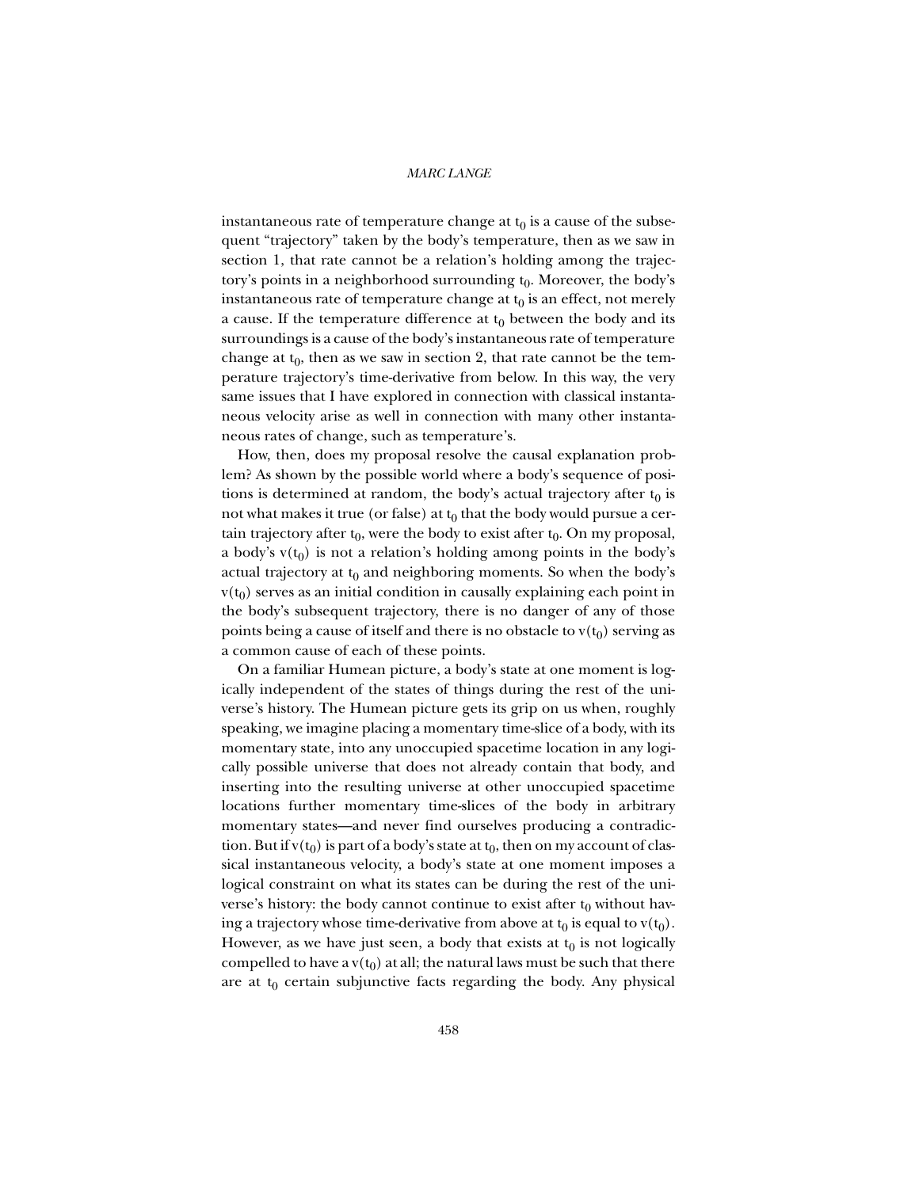instantaneous rate of temperature change at $t_0$ is a cause of the subsequent "trajectory" taken by the body's temperature, then as we saw in section 1, that rate cannot be a relation's holding among the trajectory's points in a neighborhood surrounding $t_0$. Moreover, the body's instantaneous rate of temperature change at $t_0$ is an effect, not merely a cause. If the temperature difference at $t_0$ between the body and its surroundings is a cause of the body's instantaneous rate of temperature change at $t_0$, then as we saw in section 2, that rate cannot be the temperature trajectory's time-derivative from below. In this way, the very same issues that I have explored in connection with classical instantaneous velocity arise as well in connection with many other instantaneous rates of change, such as temperature's.

How, then, does my proposal resolve the causal explanation problem? As shown by the possible world where a body's sequence of positions is determined at random, the body's actual trajectory after $t_0$ is not what makes it true (or false) at $t_0$ that the body would pursue a certain trajectory after $t_0$, were the body to exist after $t_0$. On my proposal, a body's $v(t_0)$ is not a relation's holding among points in the body's actual trajectory at $t_0$ and neighboring moments. So when the body's $v(t_0)$ serves as an initial condition in causally explaining each point in the body's subsequent trajectory, there is no danger of any of those points being a cause of itself and there is no obstacle to $v(t_0)$ serving as a common cause of each of these points.

On a familiar Humean picture, a body's state at one moment is logically independent of the states of things during the rest of the universe's history. The Humean picture gets its grip on us when, roughly speaking, we imagine placing a momentary time-slice of a body, with its momentary state, into any unoccupied spacetime location in any logically possible universe that does not already contain that body, and inserting into the resulting universe at other unoccupied spacetime locations further momentary time-slices of the body in arbitrary momentary states—and never find ourselves producing a contradiction. But if $v(t_0)$ is part of a body's state at $t_0$, then on my account of classical instantaneous velocity, a body's state at one moment imposes a logical constraint on what its states can be during the rest of the universe's history: the body cannot continue to exist after $t_0$ without having a trajectory whose time-derivative from above at $t_0$ is equal to $v(t_0)$. However, as we have just seen, a body that exists at $t_0$ is not logically compelled to have a $v(t_0)$ at all; the natural laws must be such that there are at $t_0$ certain subjunctive facts regarding the body. Any physical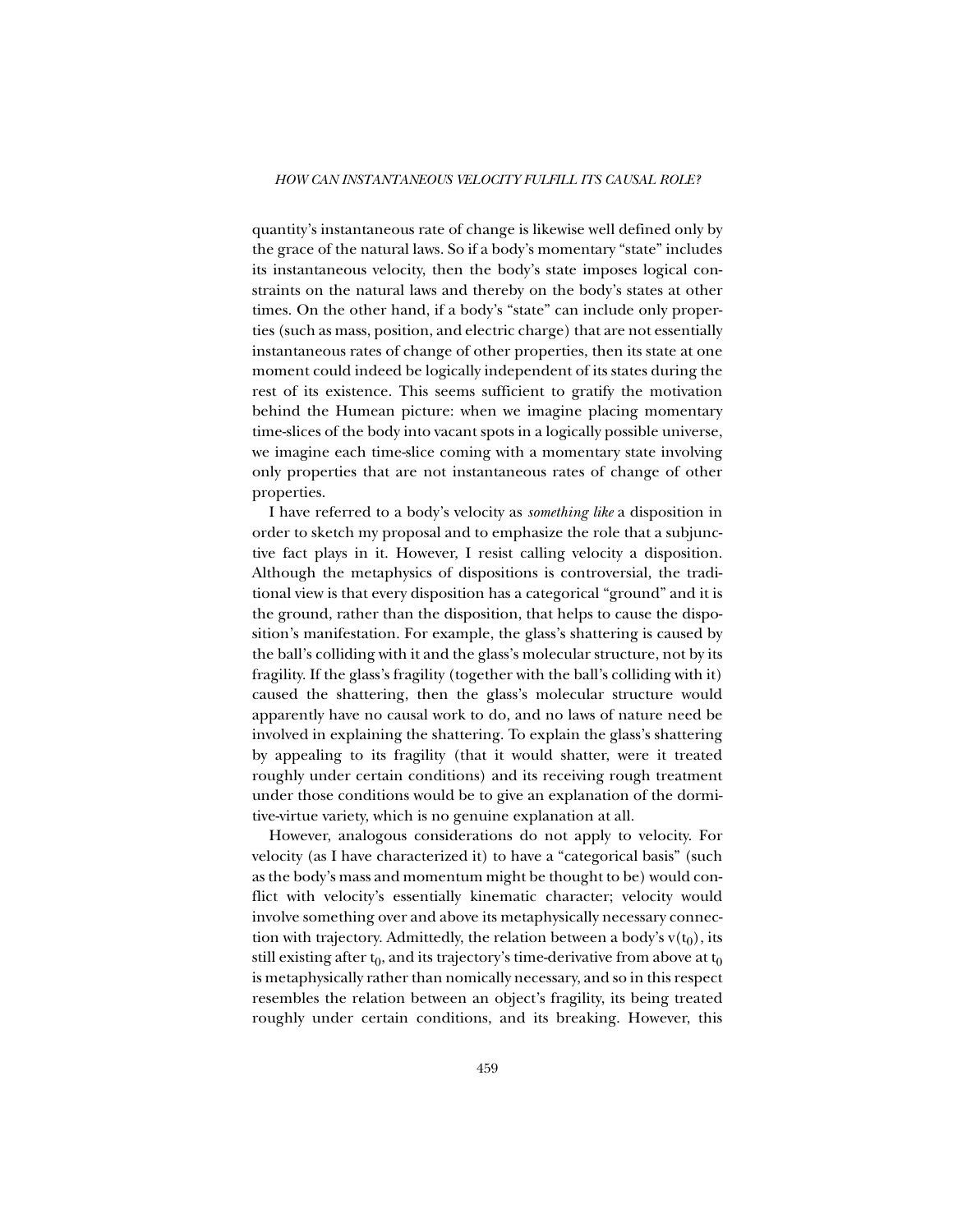quantity's instantaneous rate of change is likewise well defined only by the grace of the natural laws. So if a body's momentary "state" includes its instantaneous velocity, then the body's state imposes logical constraints on the natural laws and thereby on the body's states at other times. On the other hand, if a body's "state" can include only properties (such as mass, position, and electric charge) that are not essentially instantaneous rates of change of other properties, then its state at one moment could indeed be logically independent of its states during the rest of its existence. This seems sufficient to gratify the motivation behind the Humean picture: when we imagine placing momentary time-slices of the body into vacant spots in a logically possible universe, we imagine each time-slice coming with a momentary state involving only properties that are not instantaneous rates of change of other properties.

I have referred to a body's velocity as *something like* a disposition in order to sketch my proposal and to emphasize the role that a subjunctive fact plays in it. However, I resist calling velocity a disposition. Although the metaphysics of dispositions is controversial, the traditional view is that every disposition has a categorical "ground" and it is the ground, rather than the disposition, that helps to cause the disposition's manifestation. For example, the glass's shattering is caused by the ball's colliding with it and the glass's molecular structure, not by its fragility. If the glass's fragility (together with the ball's colliding with it) caused the shattering, then the glass's molecular structure would apparently have no causal work to do, and no laws of nature need be involved in explaining the shattering. To explain the glass's shattering by appealing to its fragility (that it would shatter, were it treated roughly under certain conditions) and its receiving rough treatment under those conditions would be to give an explanation of the dormitive-virtue variety, which is no genuine explanation at all.

However, analogous considerations do not apply to velocity. For velocity (as I have characterized it) to have a "categorical basis" (such as the body's mass and momentum might be thought to be) would conflict with velocity's essentially kinematic character; velocity would involve something over and above its metaphysically necessary connection with trajectory. Admittedly, the relation between a body's $v(t_0)$, its still existing after $t_0$, and its trajectory's time-derivative from above at $t_0$ is metaphysically rather than nomically necessary, and so in this respect resembles the relation between an object's fragility, its being treated roughly under certain conditions, and its breaking. However, this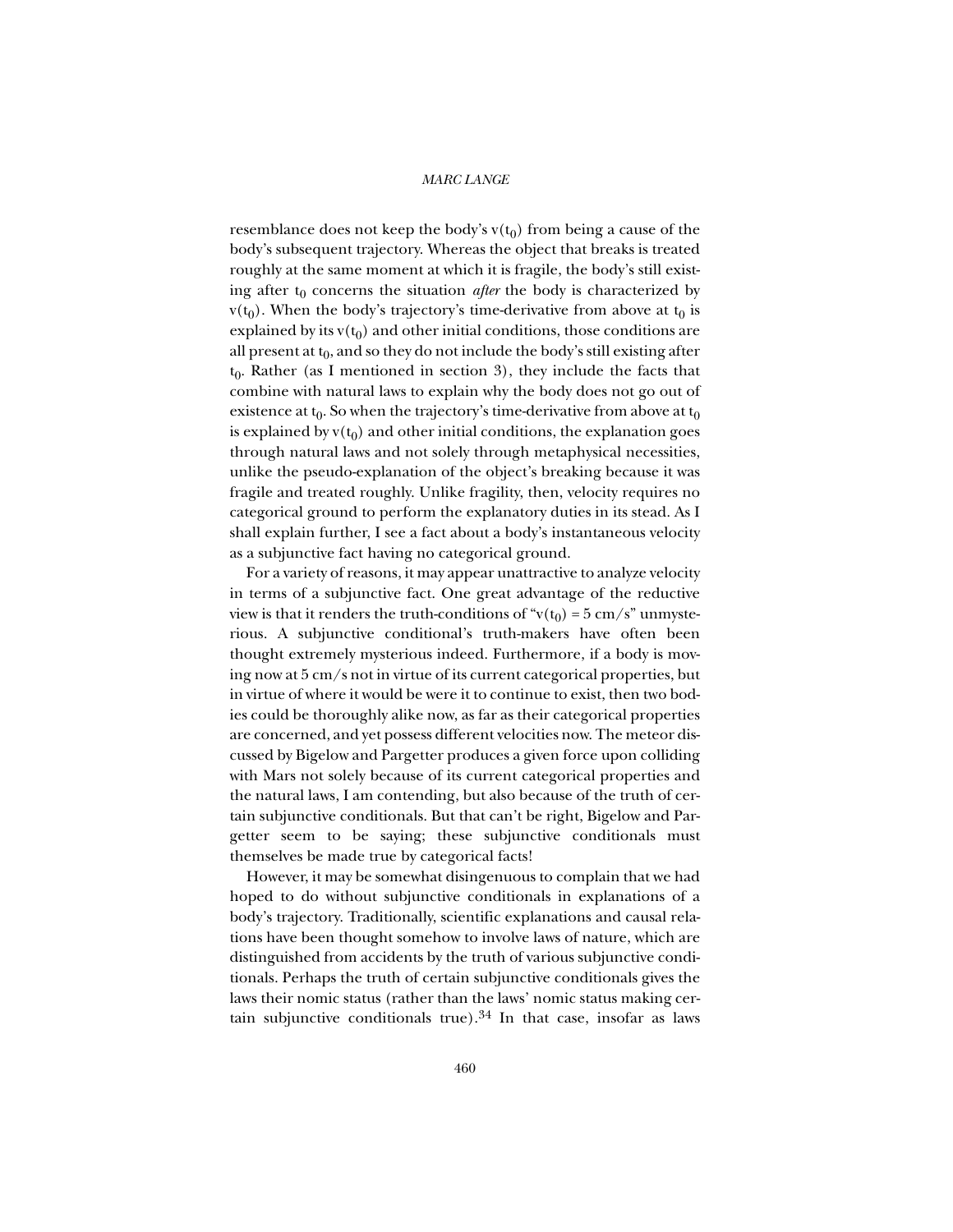resemblance does not keep the body's $v(t_0)$ from being a cause of the body's subsequent trajectory. Whereas the object that breaks is treated roughly at the same moment at which it is fragile, the body's still existing after $t_0$ concerns the situation *after* the body is characterized by $v(t_0)$. When the body's trajectory's time-derivative from above at $t_0$ is explained by its $v(t_0)$ and other initial conditions, those conditions are all present at $t_0$, and so they do not include the body's still existing after $t_0$. Rather (as I mentioned in section 3), they include the facts that combine with natural laws to explain why the body does not go out of existence at $t_0$. So when the trajectory's time-derivative from above at $t_0$ is explained by $v(t_0)$ and other initial conditions, the explanation goes through natural laws and not solely through metaphysical necessities, unlike the pseudo-explanation of the object's breaking because it was fragile and treated roughly. Unlike fragility, then, velocity requires no categorical ground to perform the explanatory duties in its stead. As I shall explain further, I see a fact about a body's instantaneous velocity as a subjunctive fact having no categorical ground.

For a variety of reasons, it may appear unattractive to analyze velocity in terms of a subjunctive fact. One great advantage of the reductive view is that it renders the truth-conditions of "$v(t_0) = 5$ cm/s" unmysterious. A subjunctive conditional's truth-makers have often been thought extremely mysterious indeed. Furthermore, if a body is moving now at 5 cm/s not in virtue of its current categorical properties, but in virtue of where it would be were it to continue to exist, then two bodies could be thoroughly alike now, as far as their categorical properties are concerned, and yet possess different velocities now. The meteor discussed by Bigelow and Pargetter produces a given force upon colliding with Mars not solely because of its current categorical properties and the natural laws, I am contending, but also because of the truth of certain subjunctive conditionals. But that can't be right, Bigelow and Pargetter seem to be saying; these subjunctive conditionals must themselves be made true by categorical facts!

However, it may be somewhat disingenuous to complain that we had hoped to do without subjunctive conditionals in explanations of a body's trajectory. Traditionally, scientific explanations and causal relations have been thought somehow to involve laws of nature, which are distinguished from accidents by the truth of various subjunctive conditionals. Perhaps the truth of certain subjunctive conditionals gives the laws their nomic status (rather than the laws' nomic status making certain subjunctive conditionals true).[34] In that case, insofar as laws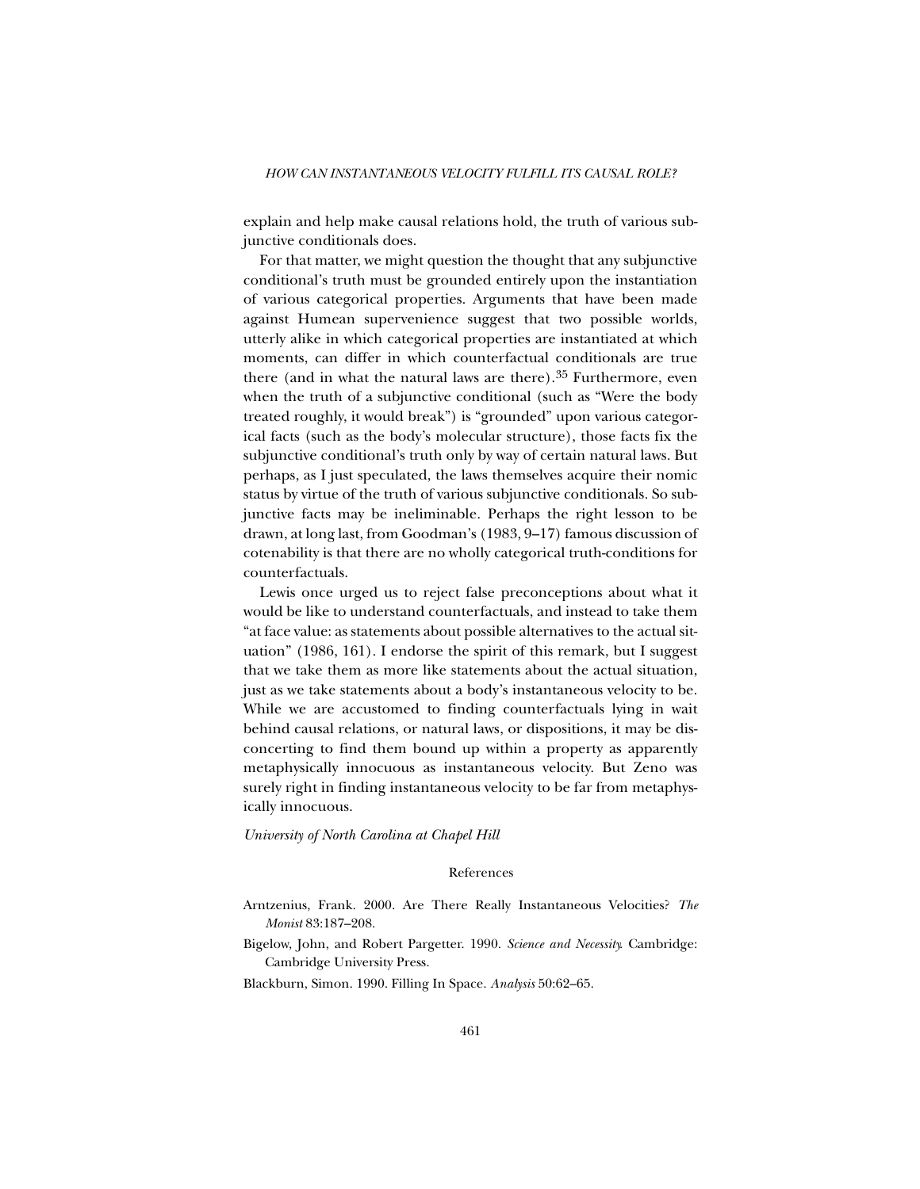explain and help make causal relations hold, the truth of various subjunctive conditionals does.

For that matter, we might question the thought that any subjunctive conditional's truth must be grounded entirely upon the instantiation of various categorical properties. Arguments that have been made against Humean supervenience suggest that two possible worlds, utterly alike in which categorical properties are instantiated at which moments, can differ in which counterfactual conditionals are true there (and in what the natural laws are there).[35] Furthermore, even when the truth of a subjunctive conditional (such as "Were the body treated roughly, it would break") is "grounded" upon various categorical facts (such as the body's molecular structure), those facts fix the subjunctive conditional's truth only by way of certain natural laws. But perhaps, as I just speculated, the laws themselves acquire their nomic status by virtue of the truth of various subjunctive conditionals. So subjunctive facts may be ineliminable. Perhaps the right lesson to be drawn, at long last, from Goodman's (1983, 9–17) famous discussion of cotenability is that there are no wholly categorical truth-conditions for counterfactuals.

Lewis once urged us to reject false preconceptions about what it would be like to understand counterfactuals, and instead to take them "at face value: as statements about possible alternatives to the actual situation" (1986, 161). I endorse the spirit of this remark, but I suggest that we take them as more like statements about the actual situation, just as we take statements about a body's instantaneous velocity to be. While we are accustomed to finding counterfactuals lying in wait behind causal relations, or natural laws, or dispositions, it may be disconcerting to find them bound up within a property as apparently metaphysically innocuous as instantaneous velocity. But Zeno was surely right in finding instantaneous velocity to be far from metaphysically innocuous.

*University of North Carolina at Chapel Hill*

## References

Arntzenius, Frank. 2000. Are There Really Instantaneous Velocities? *The Monist* 83:187–208.

Bigelow, John, and Robert Pargetter. 1990. *Science and Necessity*. Cambridge: Cambridge University Press.

Blackburn, Simon. 1990. Filling In Space. *Analysis* 50:62–65.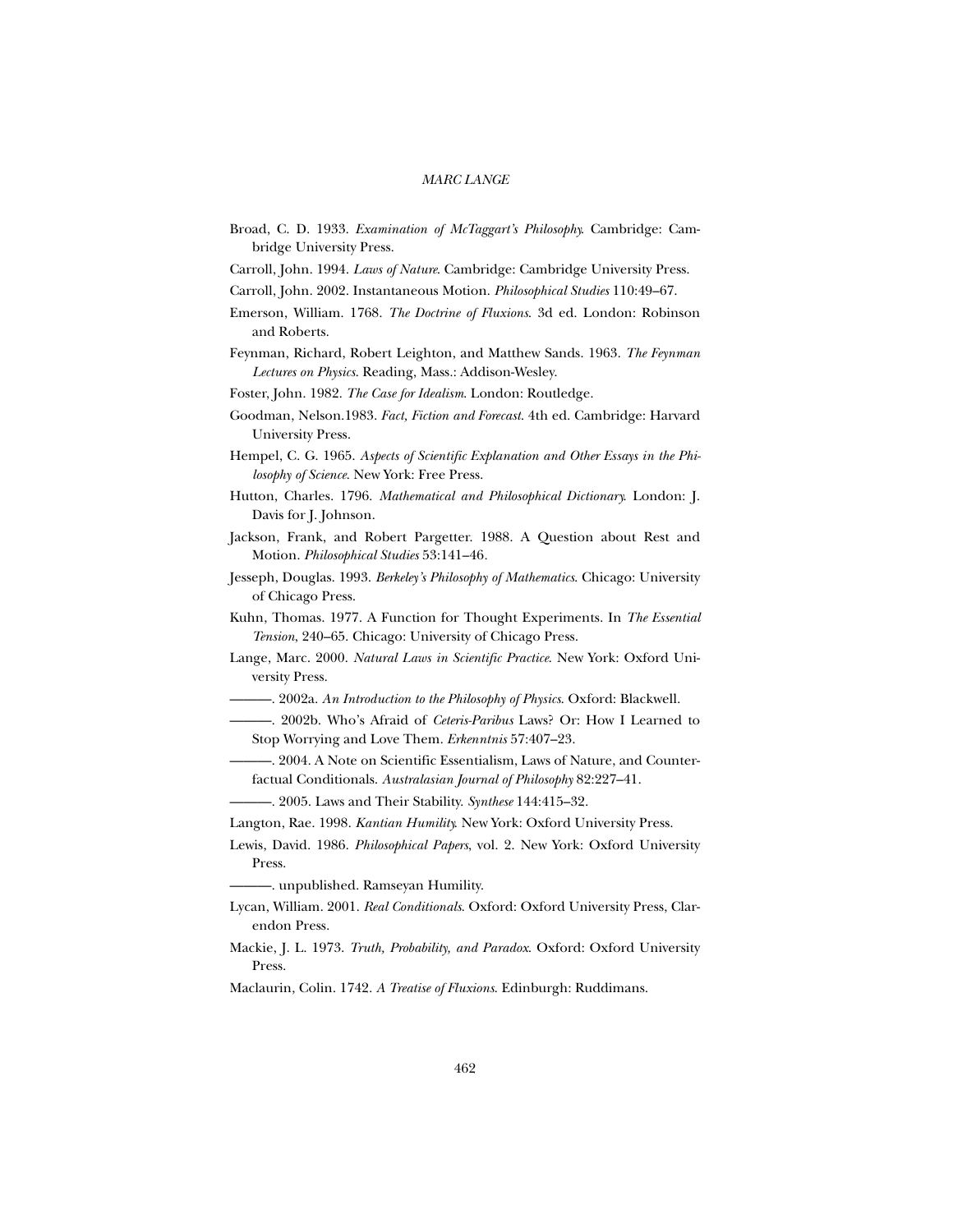Broad, C. D. 1933. *Examination of McTaggart's Philosophy*. Cambridge: Cambridge University Press.

Carroll, John. 1994. *Laws of Nature*. Cambridge: Cambridge University Press.

Carroll, John. 2002. Instantaneous Motion. *Philosophical Studies* 110:49–67.

Emerson, William. 1768. *The Doctrine of Fluxions*. 3d ed. London: Robinson and Roberts.

Feynman, Richard, Robert Leighton, and Matthew Sands. 1963. *The Feynman Lectures on Physics*. Reading, Mass.: Addison-Wesley.

Foster, John. 1982. *The Case for Idealism*. London: Routledge.

Goodman, Nelson.1983. *Fact, Fiction and Forecast*. 4th ed. Cambridge: Harvard University Press.

Hempel, C. G. 1965. *Aspects of Scientific Explanation and Other Essays in the Philosophy of Science*. New York: Free Press.

Hutton, Charles. 1796. *Mathematical and Philosophical Dictionary*. London: J. Davis for J. Johnson.

Jackson, Frank, and Robert Pargetter. 1988. A Question about Rest and Motion. *Philosophical Studies* 53:141–46.

Jesseph, Douglas. 1993. *Berkeley's Philosophy of Mathematics*. Chicago: University of Chicago Press.

Kuhn, Thomas. 1977. A Function for Thought Experiments. In *The Essential Tension*, 240–65. Chicago: University of Chicago Press.

Lange, Marc. 2000. *Natural Laws in Scientific Practice*. New York: Oxford University Press.

———. 2002a. *An Introduction to the Philosophy of Physics*. Oxford: Blackwell.

———. 2002b. Who's Afraid of *Ceteris-Paribus* Laws? Or: How I Learned to Stop Worrying and Love Them. *Erkenntnis* 57:407–23.

———. 2004. A Note on Scientific Essentialism, Laws of Nature, and Counterfactual Conditionals. *Australasian Journal of Philosophy* 82:227–41.

———. 2005. Laws and Their Stability. *Synthese* 144:415–32.

Langton, Rae. 1998. *Kantian Humility*. New York: Oxford University Press.

Lewis, David. 1986. *Philosophical Papers*, vol. 2. New York: Oxford University Press.

———. unpublished. Ramseyan Humility.

Lycan, William. 2001. *Real Conditionals*. Oxford: Oxford University Press, Clarendon Press.

Mackie, J. L. 1973. *Truth, Probability, and Paradox*. Oxford: Oxford University Press.

Maclaurin, Colin. 1742. *A Treatise of Fluxions*. Edinburgh: Ruddimans.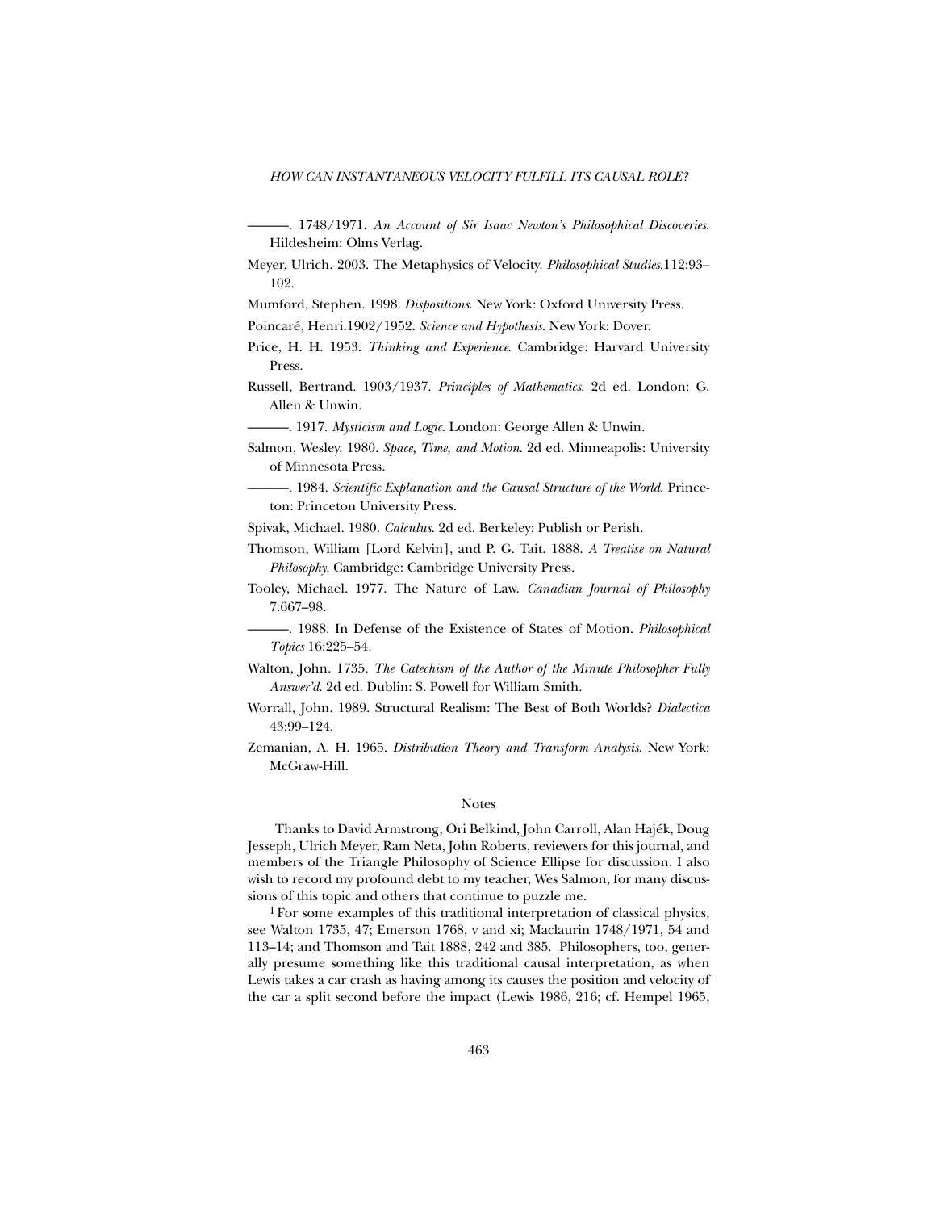———. 1748/1971. *An Account of Sir Isaac Newton's Philosophical Discoveries*. Hildesheim: Olms Verlag.

Meyer, Ulrich. 2003. The Metaphysics of Velocity. *Philosophical Studies*.112:93–102.

Mumford, Stephen. 1998. *Dispositions*. New York: Oxford University Press.

Poincaré, Henri.1902/1952. *Science and Hypothesis*. New York: Dover.

Price, H. H. 1953. *Thinking and Experience*. Cambridge: Harvard University Press.

Russell, Bertrand. 1903/1937. *Principles of Mathematics*. 2d ed. London: G. Allen & Unwin.

———. 1917. *Mysticism and Logic*. London: George Allen & Unwin.

Salmon, Wesley. 1980. *Space, Time, and Motion*. 2d ed. Minneapolis: University of Minnesota Press.

———. 1984. *Scientific Explanation and the Causal Structure of the World*. Princeton: Princeton University Press.

Spivak, Michael. 1980. *Calculus*. 2d ed. Berkeley: Publish or Perish.

Thomson, William [Lord Kelvin], and P. G. Tait. 1888. *A Treatise on Natural Philosophy*. Cambridge: Cambridge University Press.

Tooley, Michael. 1977. The Nature of Law. *Canadian Journal of Philosophy* 7:667–98.

———. 1988. In Defense of the Existence of States of Motion. *Philosophical Topics* 16:225–54.

Walton, John. 1735. *The Catechism of the Author of the Minute Philosopher Fully Answer'd*. 2d ed. Dublin: S. Powell for William Smith.

Worrall, John. 1989. Structural Realism: The Best of Both Worlds? *Dialectica* 43:99–124.

Zemanian, A. H. 1965. *Distribution Theory and Transform Analysis*. New York: McGraw-Hill.

## Notes

Thanks to David Armstrong, Ori Belkind, John Carroll, Alan Hajék, Doug Jesseph, Ulrich Meyer, Ram Neta, John Roberts, reviewers for this journal, and members of the Triangle Philosophy of Science Ellipse for discussion. I also wish to record my profound debt to my teacher, Wes Salmon, for many discussions of this topic and others that continue to puzzle me.

[1] For some examples of this traditional interpretation of classical physics, see Walton 1735, 47; Emerson 1768, v and xi; Maclaurin 1748/1971, 54 and 113–14; and Thomson and Tait 1888, 242 and 385. Philosophers, too, generally presume something like this traditional causal interpretation, as when Lewis takes a car crash as having among its causes the position and velocity of the car a split second before the impact (Lewis 1986, 216; cf. Hempel 1965,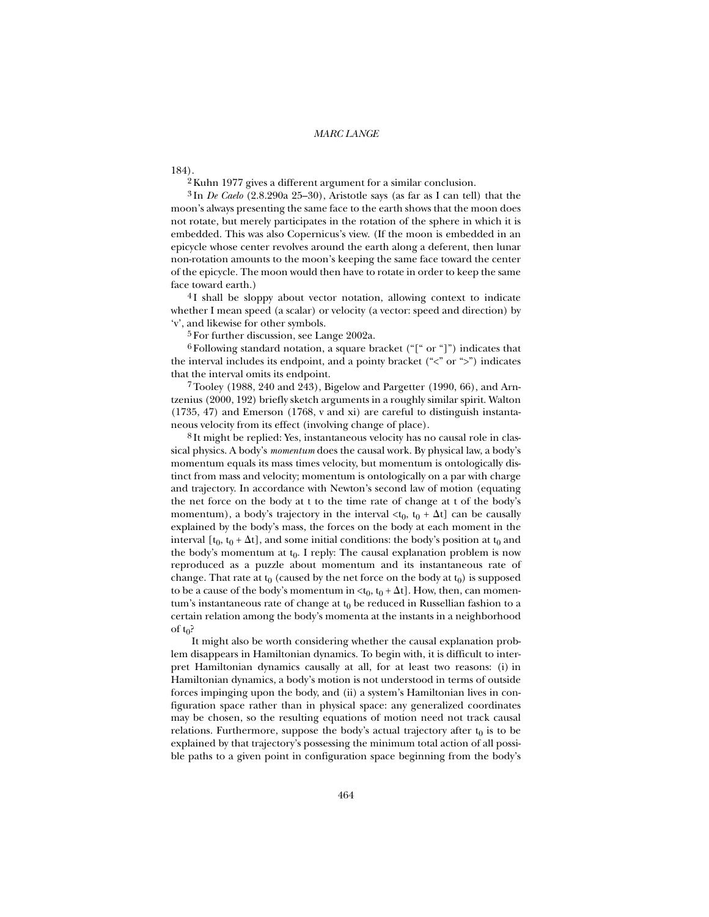184).

2 Kuhn 1977 gives a different argument for a similar conclusion.

3 In *De Caelo* (2.8.290a 25–30), Aristotle says (as far as I can tell) that the moon's always presenting the same face to the earth shows that the moon does not rotate, but merely participates in the rotation of the sphere in which it is embedded. This was also Copernicus's view. (If the moon is embedded in an epicycle whose center revolves around the earth along a deferent, then lunar non-rotation amounts to the moon's keeping the same face toward the center of the epicycle. The moon would then have to rotate in order to keep the same face toward earth.)

4 I shall be sloppy about vector notation, allowing context to indicate whether I mean speed (a scalar) or velocity (a vector: speed and direction) by 'v', and likewise for other symbols.

5 For further discussion, see Lange 2002a.

6 Following standard notation, a square bracket ("[" or "]") indicates that the interval includes its endpoint, and a pointy bracket ("<" or ">") indicates that the interval omits its endpoint.

7 Tooley (1988, 240 and 243), Bigelow and Pargetter (1990, 66), and Arntzenius (2000, 192) briefly sketch arguments in a roughly similar spirit. Walton (1735, 47) and Emerson (1768, v and xi) are careful to distinguish instantaneous velocity from its effect (involving change of place).

8 It might be replied: Yes, instantaneous velocity has no causal role in classical physics. A body's *momentum* does the causal work. By physical law, a body's momentum equals its mass times velocity, but momentum is ontologically distinct from mass and velocity; momentum is ontologically on a par with charge and trajectory. In accordance with Newton's second law of motion (equating the net force on the body at t to the time rate of change at t of the body's momentum), a body's trajectory in the interval $<t_0, t_0 + \Delta t]$ can be causally explained by the body's mass, the forces on the body at each moment in the interval $[t_0, t_0 + \Delta t]$, and some initial conditions: the body's position at $t_0$ and the body's momentum at $t_0$. I reply: The causal explanation problem is now reproduced as a puzzle about momentum and its instantaneous rate of change. That rate at $t_0$ (caused by the net force on the body at $t_0$) is supposed to be a cause of the body's momentum in $<t_0, t_0 + \Delta t]$. How, then, can momentum's instantaneous rate of change at $t_0$ be reduced in Russellian fashion to a certain relation among the body's momenta at the instants in a neighborhood of $t_0$?

It might also be worth considering whether the causal explanation problem disappears in Hamiltonian dynamics. To begin with, it is difficult to interpret Hamiltonian dynamics causally at all, for at least two reasons: (i) in Hamiltonian dynamics, a body's motion is not understood in terms of outside forces impinging upon the body, and (ii) a system's Hamiltonian lives in configuration space rather than in physical space: any generalized coordinates may be chosen, so the resulting equations of motion need not track causal relations. Furthermore, suppose the body's actual trajectory after $t_0$ is to be explained by that trajectory's possessing the minimum total action of all possible paths to a given point in configuration space beginning from the body's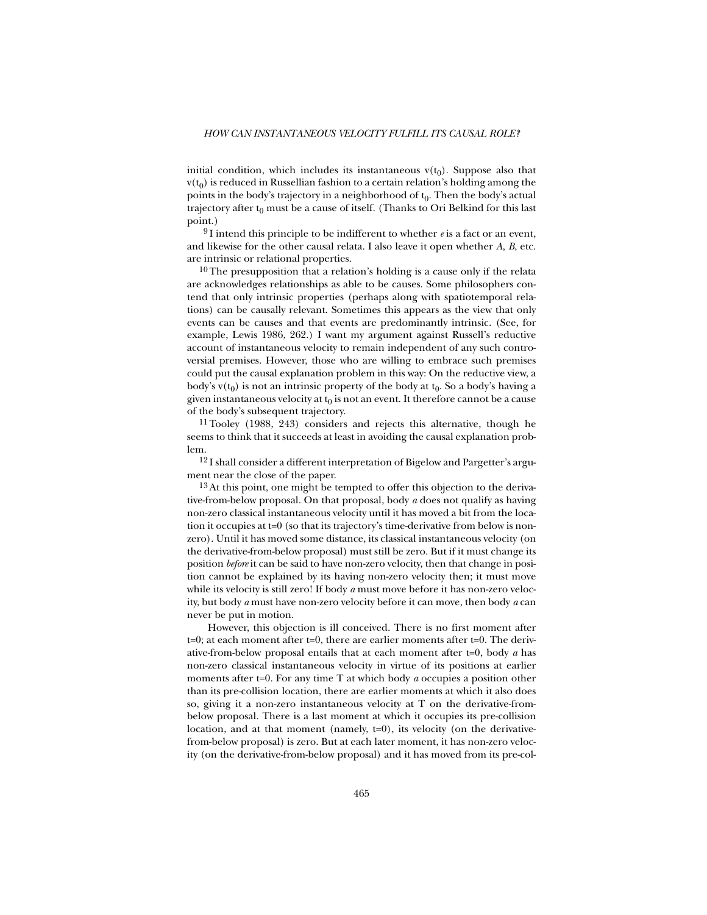initial condition, which includes its instantaneous $v(t_0)$. Suppose also that $v(t_0)$ is reduced in Russellian fashion to a certain relation's holding among the points in the body's trajectory in a neighborhood of $t_0$. Then the body's actual trajectory after $t_0$ must be a cause of itself. (Thanks to Ori Belkind for this last point.)

[9] I intend this principle to be indifferent to whether *e* is a fact or an event, and likewise for the other causal relata. I also leave it open whether *A*, *B*, etc. are intrinsic or relational properties.

[10] The presupposition that a relation's holding is a cause only if the relata are acknowledges relationships as able to be causes. Some philosophers contend that only intrinsic properties (perhaps along with spatiotemporal relations) can be causally relevant. Sometimes this appears as the view that only events can be causes and that events are predominantly intrinsic. (See, for example, Lewis 1986, 262.) I want my argument against Russell's reductive account of instantaneous velocity to remain independent of any such controversial premises. However, those who are willing to embrace such premises could put the causal explanation problem in this way: On the reductive view, a body's $v(t_0)$ is not an intrinsic property of the body at $t_0$. So a body's having a given instantaneous velocity at $t_0$ is not an event. It therefore cannot be a cause of the body's subsequent trajectory.

[11] Tooley (1988, 243) considers and rejects this alternative, though he seems to think that it succeeds at least in avoiding the causal explanation problem.

[12] I shall consider a different interpretation of Bigelow and Pargetter's argument near the close of the paper.

[13] At this point, one might be tempted to offer this objection to the derivative-from-below proposal. On that proposal, body *a* does not qualify as having non-zero classical instantaneous velocity until it has moved a bit from the location it occupies at t=0 (so that its trajectory's time-derivative from below is non-zero). Until it has moved some distance, its classical instantaneous velocity (on the derivative-from-below proposal) must still be zero. But if it must change its position *before* it can be said to have non-zero velocity, then that change in position cannot be explained by its having non-zero velocity then; it must move while its velocity is still zero! If body *a* must move before it has non-zero velocity, but body *a* must have non-zero velocity before it can move, then body *a* can never be put in motion.

However, this objection is ill conceived. There is no first moment after t=0; at each moment after t=0, there are earlier moments after t=0. The derivative-from-below proposal entails that at each moment after t=0, body *a* has non-zero classical instantaneous velocity in virtue of its positions at earlier moments after t=0. For any time T at which body *a* occupies a position other than its pre-collision location, there are earlier moments at which it also does so, giving it a non-zero instantaneous velocity at T on the derivative-from-below proposal. There is a last moment at which it occupies its pre-collision location, and at that moment (namely, t=0), its velocity (on the derivative-from-below proposal) is zero. But at each later moment, it has non-zero velocity (on the derivative-from-below proposal) and it has moved from its pre-col-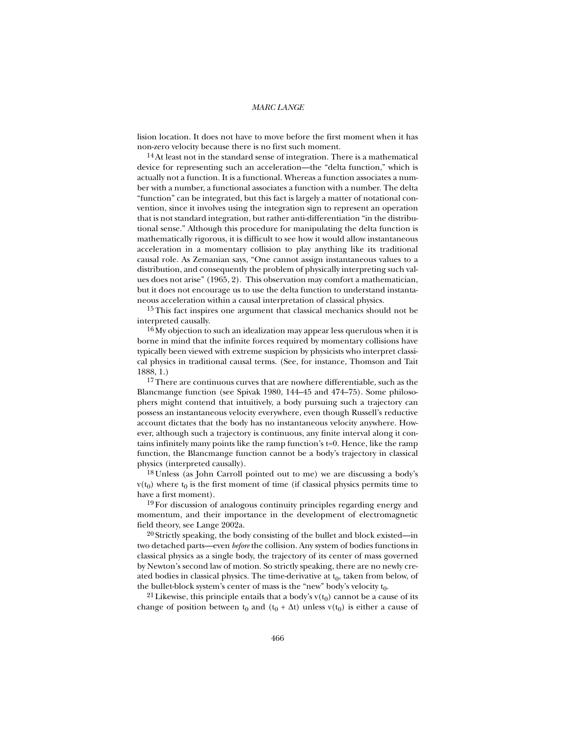lision location. It does not have to move before the first moment when it has non-zero velocity because there is no first such moment.

[14] At least not in the standard sense of integration. There is a mathematical device for representing such an acceleration—the "delta function," which is actually not a function. It is a functional. Whereas a function associates a number with a number, a functional associates a function with a number. The delta "function" can be integrated, but this fact is largely a matter of notational convention, since it involves using the integration sign to represent an operation that is not standard integration, but rather anti-differentiation "in the distributional sense." Although this procedure for manipulating the delta function is mathematically rigorous, it is difficult to see how it would allow instantaneous acceleration in a momentary collision to play anything like its traditional causal role. As Zemanian says, "One cannot assign instantaneous values to a distribution, and consequently the problem of physically interpreting such values does not arise" (1965, 2). This observation may comfort a mathematician, but it does not encourage us to use the delta function to understand instantaneous acceleration within a causal interpretation of classical physics.

[15] This fact inspires one argument that classical mechanics should not be interpreted causally.

[16] My objection to such an idealization may appear less querulous when it is borne in mind that the infinite forces required by momentary collisions have typically been viewed with extreme suspicion by physicists who interpret classical physics in traditional causal terms. (See, for instance, Thomson and Tait 1888, 1.)

[17] There are continuous curves that are nowhere differentiable, such as the Blancmange function (see Spivak 1980, 144–45 and 474–75). Some philosophers might contend that intuitively, a body pursuing such a trajectory can possess an instantaneous velocity everywhere, even though Russell's reductive account dictates that the body has no instantaneous velocity anywhere. However, although such a trajectory is continuous, any finite interval along it contains infinitely many points like the ramp function's $t=0$. Hence, like the ramp function, the Blancmange function cannot be a body's trajectory in classical physics (interpreted causally).

[18] Unless (as John Carroll pointed out to me) we are discussing a body's $v(t_0)$ where $t_0$ is the first moment of time (if classical physics permits time to have a first moment).

[19] For discussion of analogous continuity principles regarding energy and momentum, and their importance in the development of electromagnetic field theory, see Lange 2002a.

[20] Strictly speaking, the body consisting of the bullet and block existed—in two detached parts—even *before* the collision. Any system of bodies functions in classical physics as a single body, the trajectory of its center of mass governed by Newton's second law of motion. So strictly speaking, there are no newly created bodies in classical physics. The time-derivative at $t_0$, taken from below, of the bullet-block system's center of mass is the "new" body's velocity $t_0$.

[21] Likewise, this principle entails that a body's $v(t_0)$ cannot be a cause of its change of position between $t_0$ and $(t_0 + \Delta t)$ unless $v(t_0)$ is either a cause of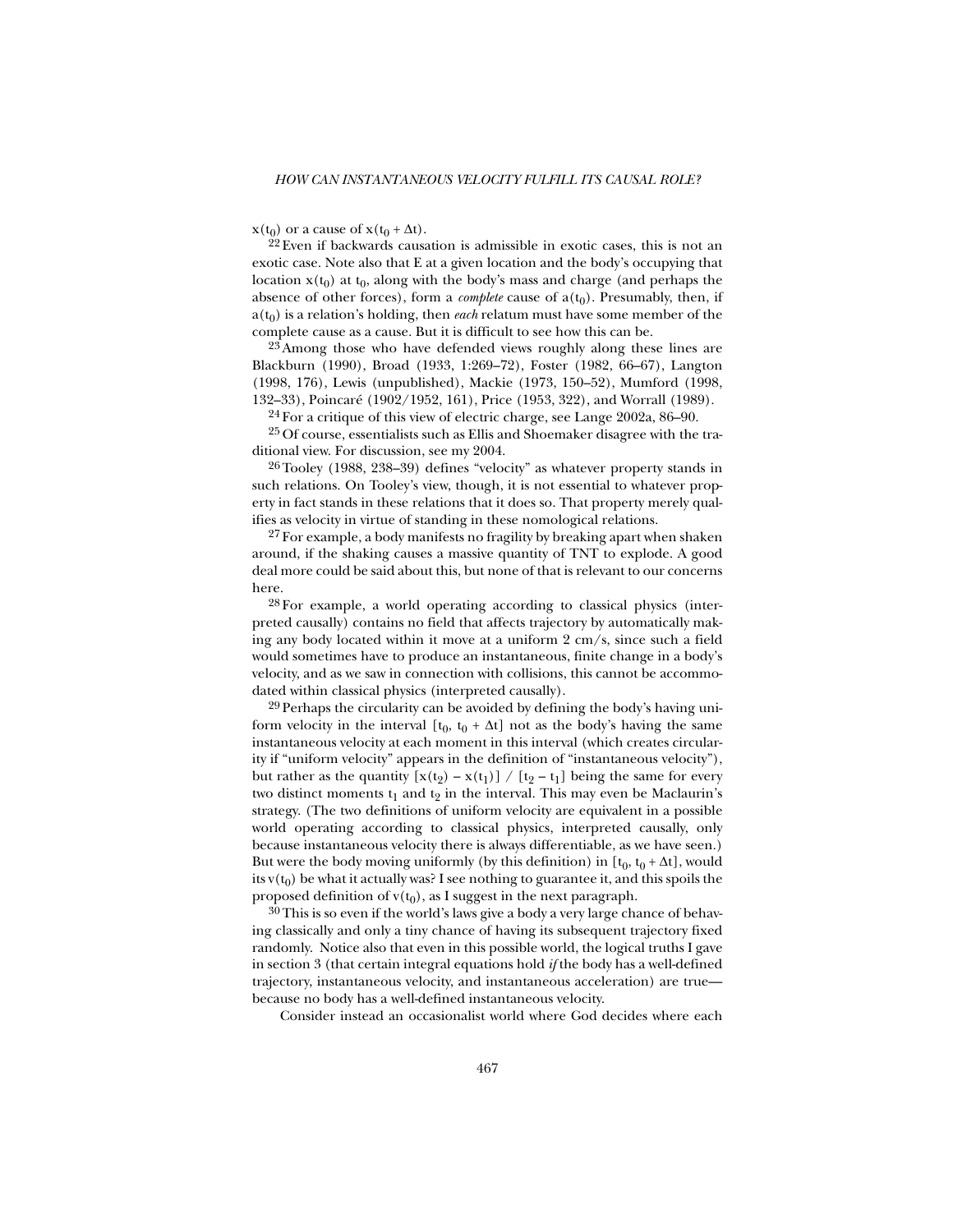$x(t_0)$ or a cause of $x(t_0 + \Delta t)$.

[22] Even if backwards causation is admissible in exotic cases, this is not an exotic case. Note also that E at a given location and the body's occupying that location $x(t_0)$ at $t_0$, along with the body's mass and charge (and perhaps the absence of other forces), form a *complete* cause of $a(t_0)$. Presumably, then, if $a(t_0)$ is a relation's holding, then *each* relatum must have some member of the complete cause as a cause. But it is difficult to see how this can be.

[23] Among those who have defended views roughly along these lines are Blackburn (1990), Broad (1933, 1:269–72), Foster (1982, 66–67), Langton (1998, 176), Lewis (unpublished), Mackie (1973, 150–52), Mumford (1998, 132–33), Poincaré (1902/1952, 161), Price (1953, 322), and Worrall (1989).

[24] For a critique of this view of electric charge, see Lange 2002a, 86–90.

[25] Of course, essentialists such as Ellis and Shoemaker disagree with the traditional view. For discussion, see my 2004.

[26] Tooley (1988, 238–39) defines "velocity" as whatever property stands in such relations. On Tooley's view, though, it is not essential to whatever property in fact stands in these relations that it does so. That property merely qualifies as velocity in virtue of standing in these nomological relations.

[27] For example, a body manifests no fragility by breaking apart when shaken around, if the shaking causes a massive quantity of TNT to explode. A good deal more could be said about this, but none of that is relevant to our concerns here.

[28] For example, a world operating according to classical physics (interpreted causally) contains no field that affects trajectory by automatically making any body located within it move at a uniform 2 cm/s, since such a field would sometimes have to produce an instantaneous, finite change in a body's velocity, and as we saw in connection with collisions, this cannot be accommodated within classical physics (interpreted causally).

[29] Perhaps the circularity can be avoided by defining the body's having uniform velocity in the interval $[t_0, t_0 + \Delta t]$ not as the body's having the same instantaneous velocity at each moment in this interval (which creates circularity if "uniform velocity" appears in the definition of "instantaneous velocity"), but rather as the quantity $[x(t_2) - x(t_1)] / [t_2 - t_1]$ being the same for every two distinct moments $t_1$ and $t_2$ in the interval. This may even be Maclaurin's strategy. (The two definitions of uniform velocity are equivalent in a possible world operating according to classical physics, interpreted causally, only because instantaneous velocity there is always differentiable, as we have seen.) But were the body moving uniformly (by this definition) in $[t_0, t_0 + \Delta t]$, would its $v(t_0)$ be what it actually was? I see nothing to guarantee it, and this spoils the proposed definition of $v(t_0)$, as I suggest in the next paragraph.

[30] This is so even if the world's laws give a body a very large chance of behaving classically and only a tiny chance of having its subsequent trajectory fixed randomly. Notice also that even in this possible world, the logical truths I gave in section 3 (that certain integral equations hold *if* the body has a well-defined trajectory, instantaneous velocity, and instantaneous acceleration) are true—because no body has a well-defined instantaneous velocity.

Consider instead an occasionalist world where God decides where each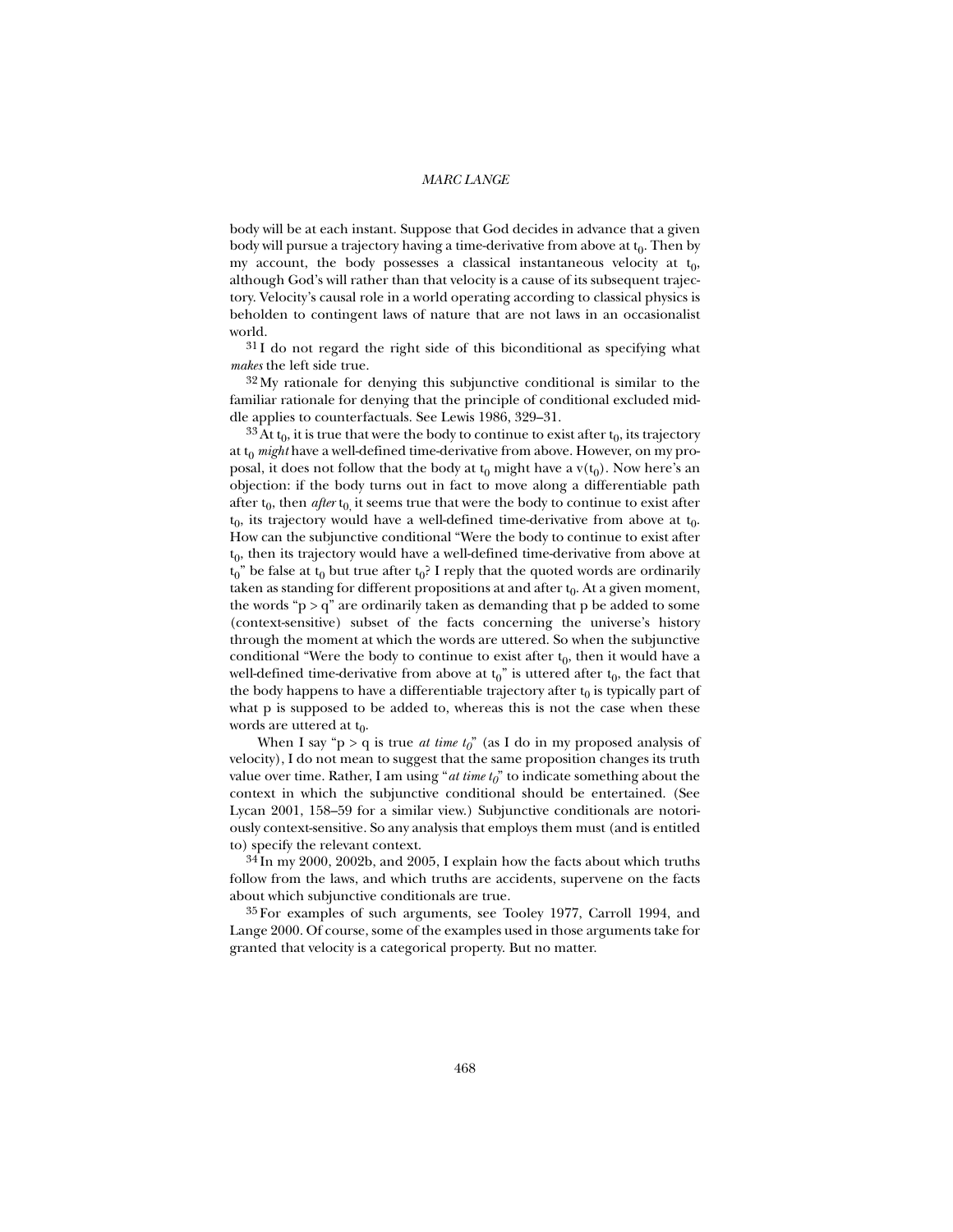body will be at each instant. Suppose that God decides in advance that a given body will pursue a trajectory having a time-derivative from above at $t_0$. Then by my account, the body possesses a classical instantaneous velocity at $t_0$, although God's will rather than that velocity is a cause of its subsequent trajectory. Velocity's causal role in a world operating according to classical physics is beholden to contingent laws of nature that are not laws in an occasionalist world.

[31] I do not regard the right side of this biconditional as specifying what *makes* the left side true.

[32] My rationale for denying this subjunctive conditional is similar to the familiar rationale for denying that the principle of conditional excluded middle applies to counterfactuals. See Lewis 1986, 329–31.

[33] At $t_0$, it is true that were the body to continue to exist after $t_0$, its trajectory at $t_0$ *might* have a well-defined time-derivative from above. However, on my proposal, it does not follow that the body at $t_0$ might have a $v(t_0)$. Now here's an objection: if the body turns out in fact to move along a differentiable path after $t_0$, then *after* $t_0$, it seems true that were the body to continue to exist after $t_0$, its trajectory would have a well-defined time-derivative from above at $t_0$. How can the subjunctive conditional "Were the body to continue to exist after $t_0$, then its trajectory would have a well-defined time-derivative from above at $t_0$" be false at $t_0$ but true after $t_0$? I reply that the quoted words are ordinarily taken as standing for different propositions at and after $t_0$. At a given moment, the words "p > q" are ordinarily taken as demanding that p be added to some (context-sensitive) subset of the facts concerning the universe's history through the moment at which the words are uttered. So when the subjunctive conditional "Were the body to continue to exist after $t_0$, then it would have a well-defined time-derivative from above at $t_0$" is uttered after $t_0$, the fact that the body happens to have a differentiable trajectory after $t_0$ is typically part of what p is supposed to be added to, whereas this is not the case when these words are uttered at $t_0$.

When I say "p > q is true *at time $t_0$*" (as I do in my proposed analysis of velocity), I do not mean to suggest that the same proposition changes its truth value over time. Rather, I am using "*at time $t_0$*" to indicate something about the context in which the subjunctive conditional should be entertained. (See Lycan 2001, 158–59 for a similar view.) Subjunctive conditionals are notoriously context-sensitive. So any analysis that employs them must (and is entitled to) specify the relevant context.

[34] In my 2000, 2002b, and 2005, I explain how the facts about which truths follow from the laws, and which truths are accidents, supervene on the facts about which subjunctive conditionals are true.

[35] For examples of such arguments, see Tooley 1977, Carroll 1994, and Lange 2000. Of course, some of the examples used in those arguments take for granted that velocity is a categorical property. But no matter.